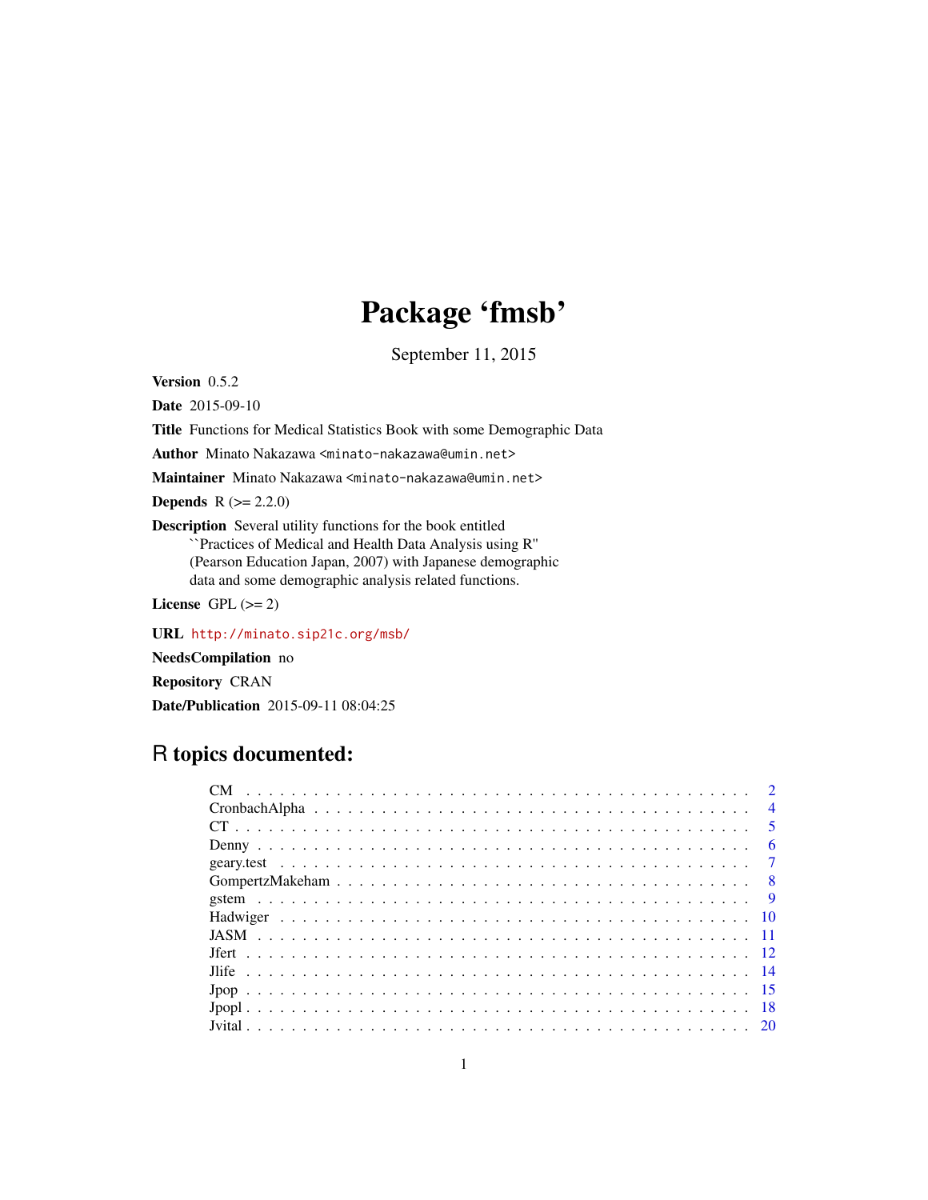# Package 'fmsb'

September 11, 2015

**Version** 0.5.2

**Date** 2015-09-10

**Title** Functions for Medical Statistics Book with some Demographic Data

**Author** Minato Nakazawa <minato-nakazawa@umin.net>

**Maintainer** Minato Nakazawa <minato-nakazawa@umin.net>

**Depends** R (>= 2.2.0)

**Description** Several utility functions for the book entitled
``Practices of Medical and Health Data Analysis using R''
(Pearson Education Japan, 2007) with Japanese demographic
data and some demographic analysis related functions.

**License** GPL (>= 2)

**URL** http://minato.sip21c.org/msb/

**NeedsCompilation** no

**Repository** CRAN

**Date/Publication** 2015-09-11 08:04:25

## R topics documented:

| Topic | Page |
|---|---|
| CM | 2 |
| CronbachAlpha | 4 |
| CT | 5 |
| Denny | 6 |
| geary.test | 7 |
| GompertzMakeham | 8 |
| gstem | 9 |
| Hadwiger | 10 |
| JASM | 11 |
| Jfert | 12 |
| Jlife | 14 |
| Jpop | 15 |
| Jpopl | 18 |
| Jvital | 20 |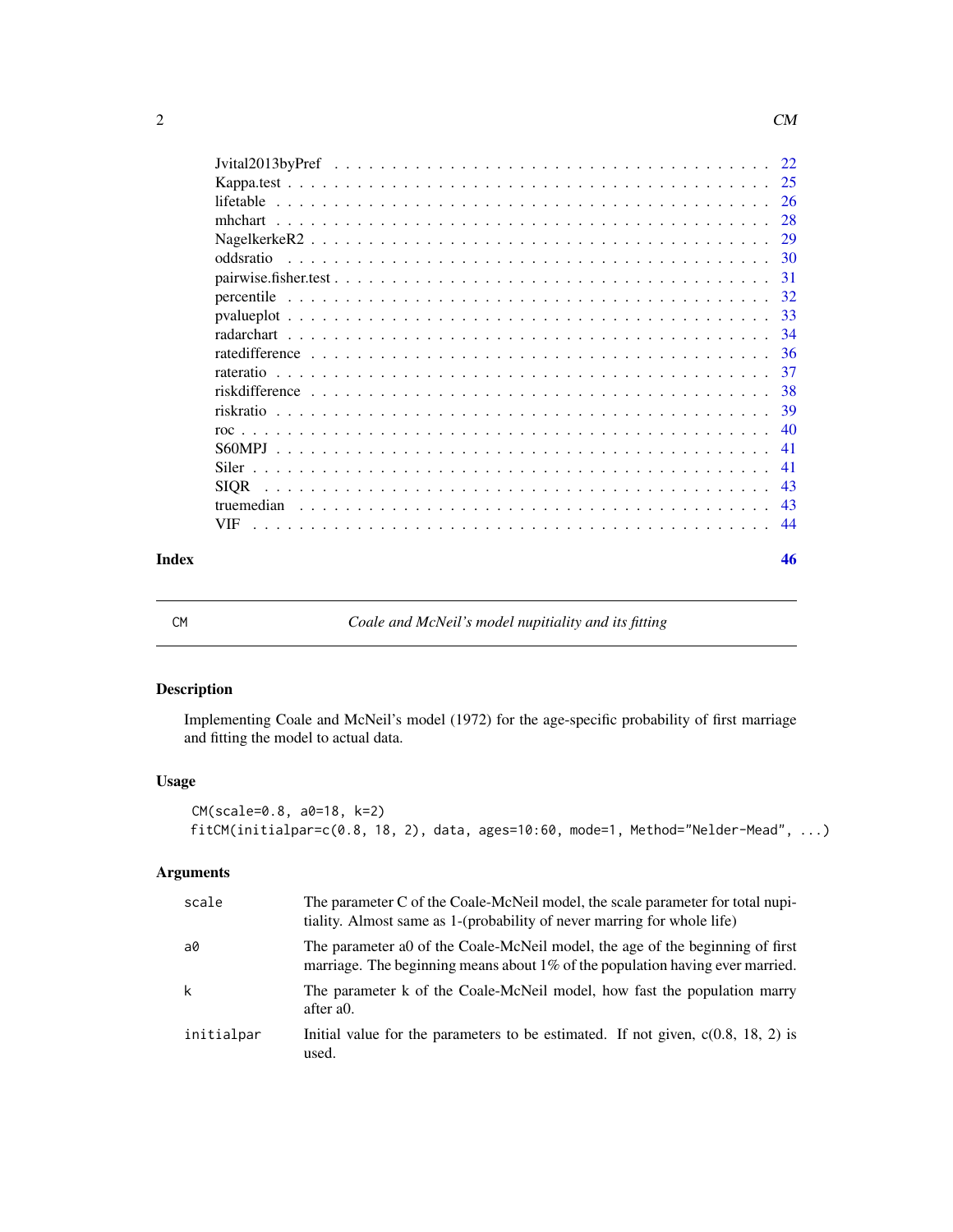Jvital2013byPref . . . . . . . . . . . . . . . . . . . . . . . . . . . . . . . . . . . . 22
Kappa.test . . . . . . . . . . . . . . . . . . . . . . . . . . . . . . . . . . . . . . . . 25
lifetable . . . . . . . . . . . . . . . . . . . . . . . . . . . . . . . . . . . . . . . . . 26
mhchart . . . . . . . . . . . . . . . . . . . . . . . . . . . . . . . . . . . . . . . . . 28
NagelkerkeR2 . . . . . . . . . . . . . . . . . . . . . . . . . . . . . . . . . . . . . . 29
oddsratio . . . . . . . . . . . . . . . . . . . . . . . . . . . . . . . . . . . . . . . . 30
pairwise.fisher.test . . . . . . . . . . . . . . . . . . . . . . . . . . . . . . . . . . . 31
percentile . . . . . . . . . . . . . . . . . . . . . . . . . . . . . . . . . . . . . . . . 32
pvalueplot . . . . . . . . . . . . . . . . . . . . . . . . . . . . . . . . . . . . . . . . 33
radarchart . . . . . . . . . . . . . . . . . . . . . . . . . . . . . . . . . . . . . . . . 34
ratedifference . . . . . . . . . . . . . . . . . . . . . . . . . . . . . . . . . . . . . . 36
rateratio . . . . . . . . . . . . . . . . . . . . . . . . . . . . . . . . . . . . . . . . . 37
riskdifference . . . . . . . . . . . . . . . . . . . . . . . . . . . . . . . . . . . . . . 38
riskratio . . . . . . . . . . . . . . . . . . . . . . . . . . . . . . . . . . . . . . . . . 39
roc . . . . . . . . . . . . . . . . . . . . . . . . . . . . . . . . . . . . . . . . . . . . 40
S60MPJ . . . . . . . . . . . . . . . . . . . . . . . . . . . . . . . . . . . . . . . . . 41
Siler . . . . . . . . . . . . . . . . . . . . . . . . . . . . . . . . . . . . . . . . . . . 41
SIQR . . . . . . . . . . . . . . . . . . . . . . . . . . . . . . . . . . . . . . . . . . . 43
truemedian . . . . . . . . . . . . . . . . . . . . . . . . . . . . . . . . . . . . . . . . 43
VIF . . . . . . . . . . . . . . . . . . . . . . . . . . . . . . . . . . . . . . . . . . . . 44

**Index** **46**

---

`CM` *Coale and McNeil's model nupitiality and its fitting*

---

## Description

Implementing Coale and McNeil's model (1972) for the age-specific probability of first marriage and fitting the model to actual data.

## Usage

```
CM(scale=0.8, a0=18, k=2)
fitCM(initialpar=c(0.8, 18, 2), data, ages=10:60, mode=1, Method="Nelder-Mead", ...)
```

## Arguments

| | |
|---|---|
| `scale` | The parameter C of the Coale-McNeil model, the scale parameter for total nupitiality. Almost same as 1-(probability of never marring for whole life) |
| `a0` | The parameter a0 of the Coale-McNeil model, the age of the beginning of first marriage. The beginning means about 1% of the population having ever married. |
| `k` | The parameter k of the Coale-McNeil model, how fast the population marry after a0. |
| `initialpar` | Initial value for the parameters to be estimated. If not given, c(0.8, 18, 2) is used. |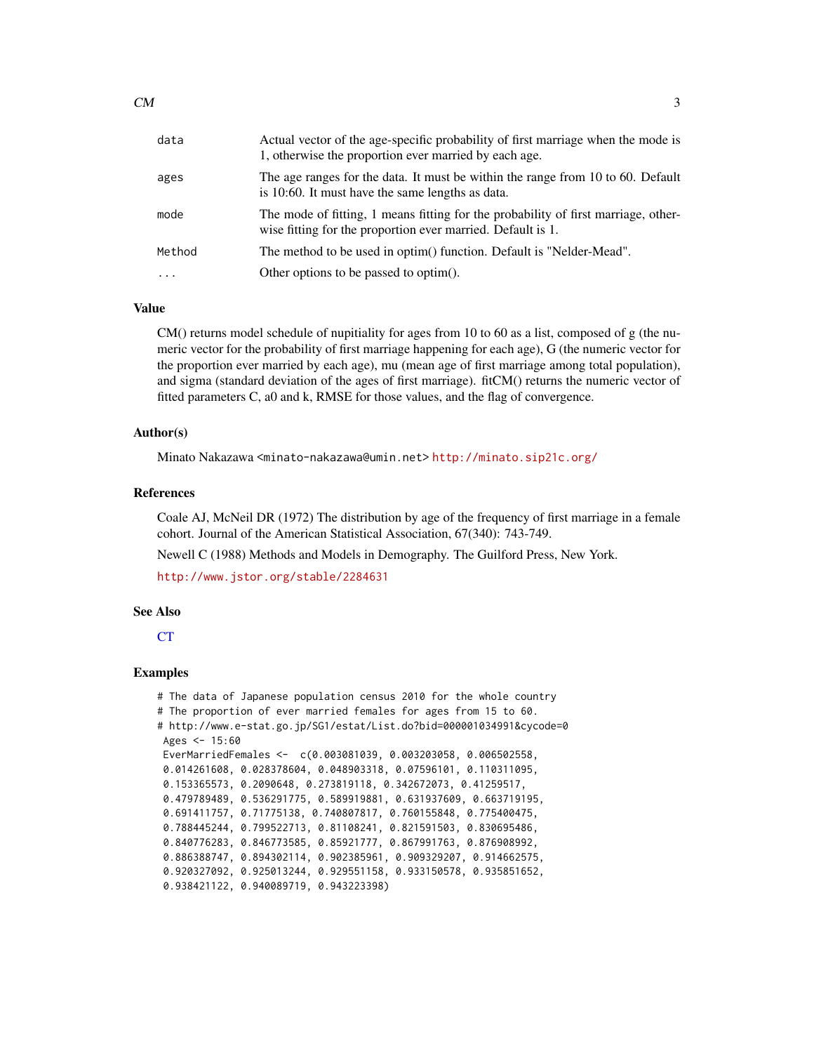| | |
|---|---|
| data | Actual vector of the age-specific probability of first marriage when the mode is 1, otherwise the proportion ever married by each age. |
| ages | The age ranges for the data. It must be within the range from 10 to 60. Default is 10:60. It must have the same lengths as data. |
| mode | The mode of fitting, 1 means fitting for the probability of first marriage, otherwise fitting for the proportion ever married. Default is 1. |
| Method | The method to be used in optim() function. Default is "Nelder-Mead". |
| ... | Other options to be passed to optim(). |

## Value

CM() returns model schedule of nupitiality for ages from 10 to 60 as a list, composed of g (the numeric vector for the probability of first marriage happening for each age), G (the numeric vector for the proportion ever married by each age), mu (mean age of first marriage among total population), and sigma (standard deviation of the ages of first marriage). fitCM() returns the numeric vector of fitted parameters C, a0 and k, RMSE for those values, and the flag of convergence.

## Author(s)

Minato Nakazawa <minato-nakazawa@umin.net> http://minato.sip21c.org/

## References

Coale AJ, McNeil DR (1972) The distribution by age of the frequency of first marriage in a female cohort. Journal of the American Statistical Association, 67(340): 743-749.

Newell C (1988) Methods and Models in Demography. The Guilford Press, New York.

http://www.jstor.org/stable/2284631

## See Also

CT

## Examples

```
# The data of Japanese population census 2010 for the whole country
# The proportion of ever married females for ages from 15 to 60.
# http://www.e-stat.go.jp/SG1/estat/List.do?bid=000001034991&cycode=0
 Ages <- 15:60
 EverMarriedFemales <-  c(0.003081039, 0.003203058, 0.006502558,
 0.014261608, 0.028378604, 0.048903318, 0.07596101, 0.110311095,
 0.153365573, 0.2090648, 0.273819118, 0.342672073, 0.41259517,
 0.479789489, 0.536291775, 0.589919881, 0.631937609, 0.663719195,
 0.691411757, 0.71775138, 0.740807817, 0.760155848, 0.775400475,
 0.788445244, 0.799522713, 0.81108241, 0.821591503, 0.830695486,
 0.840776283, 0.846773585, 0.85921777, 0.867991763, 0.876908992,
 0.886388747, 0.894302114, 0.902385961, 0.909329207, 0.914662575,
 0.920327092, 0.925013244, 0.929551158, 0.933150578, 0.935851652,
 0.938421122, 0.940089719, 0.943223398)
```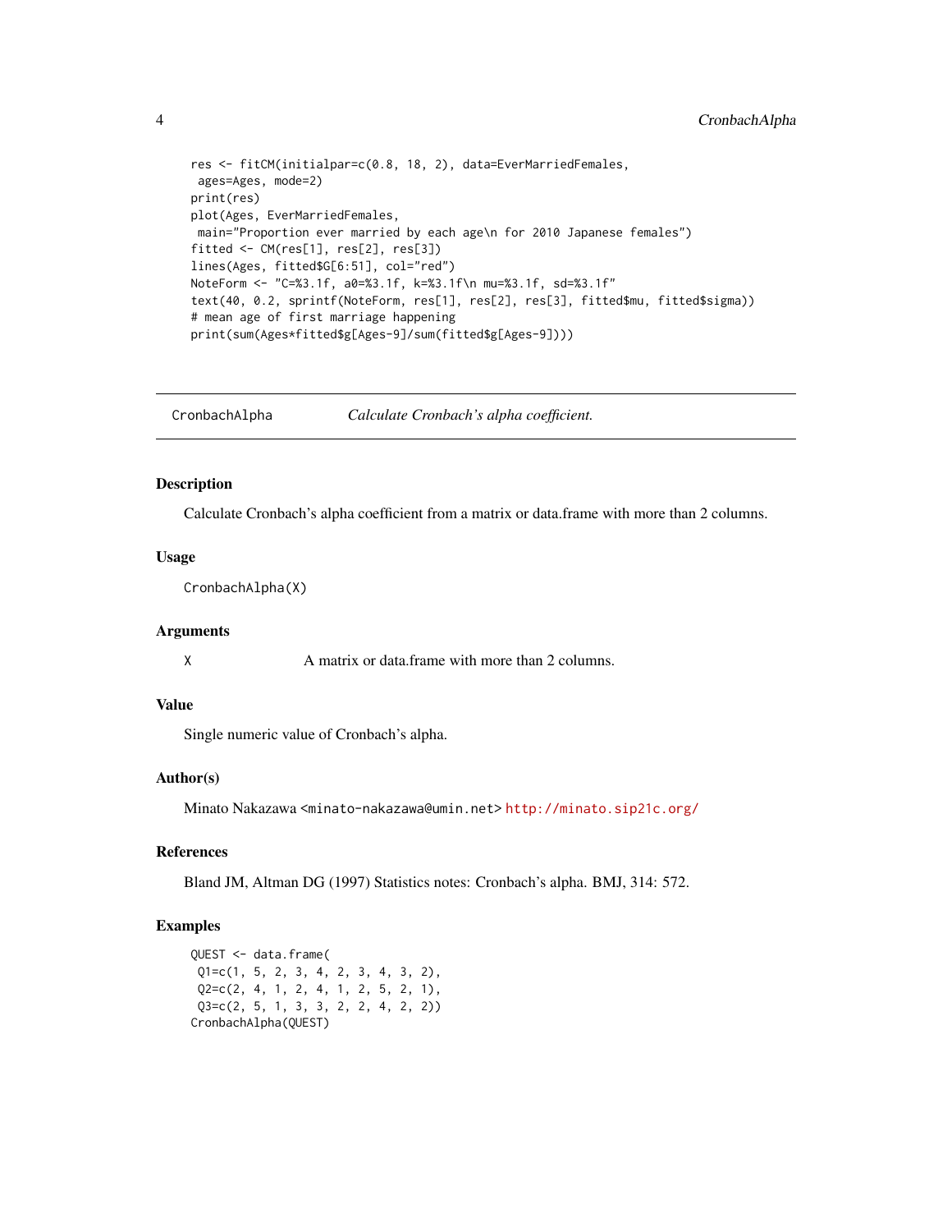```
res <- fitCM(initialpar=c(0.8, 18, 2), data=EverMarriedFemales,
 ages=Ages, mode=2)
print(res)
plot(Ages, EverMarriedFemales,
 main="Proportion ever married by each age\n for 2010 Japanese females")
fitted <- CM(res[1], res[2], res[3])
lines(Ages, fitted$G[6:51], col="red")
NoteForm <- "C=%3.1f, a0=%3.1f, k=%3.1f\n mu=%3.1f, sd=%3.1f"
text(40, 0.2, sprintf(NoteForm, res[1], res[2], res[3], fitted$mu, fitted$sigma))
# mean age of first marriage happening
print(sum(Ages*fitted$g[Ages-9]/sum(fitted$g[Ages-9])))
```

---

## CronbachAlpha — *Calculate Cronbach's alpha coefficient.*

---

### Description

Calculate Cronbach's alpha coefficient from a matrix or data.frame with more than 2 columns.

### Usage

```
CronbachAlpha(X)
```

### Arguments

| | |
|---|---|
| X | A matrix or data.frame with more than 2 columns. |

### Value

Single numeric value of Cronbach's alpha.

### Author(s)

Minato Nakazawa <minato-nakazawa@umin.net> http://minato.sip21c.org/

### References

Bland JM, Altman DG (1997) Statistics notes: Cronbach's alpha. BMJ, 314: 572.

### Examples

```
QUEST <- data.frame(
 Q1=c(1, 5, 2, 3, 4, 2, 3, 4, 3, 2),
 Q2=c(2, 4, 1, 2, 4, 1, 2, 5, 2, 1),
 Q3=c(2, 5, 1, 3, 3, 2, 2, 4, 2, 2))
CronbachAlpha(QUEST)
```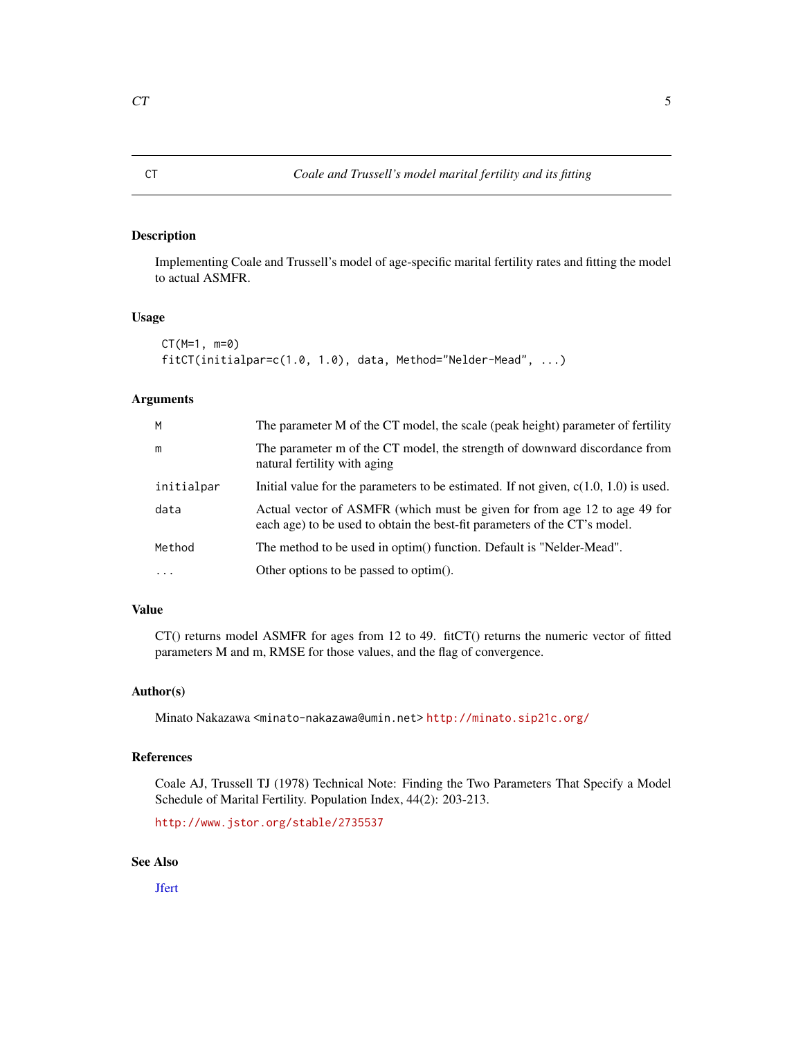CT  *Coale and Trussell's model marital fertility and its fitting*

## Description

Implementing Coale and Trussell's model of age-specific marital fertility rates and fitting the model to actual ASMFR.

## Usage

```
CT(M=1, m=0)
fitCT(initialpar=c(1.0, 1.0), data, Method="Nelder-Mead", ...)
```

## Arguments

| | |
|---|---|
| M | The parameter M of the CT model, the scale (peak height) parameter of fertility |
| m | The parameter m of the CT model, the strength of downward discordance from natural fertility with aging |
| initialpar | Initial value for the parameters to be estimated. If not given, c(1.0, 1.0) is used. |
| data | Actual vector of ASMFR (which must be given for from age 12 to age 49 for each age) to be used to obtain the best-fit parameters of the CT's model. |
| Method | The method to be used in optim() function. Default is "Nelder-Mead". |
| ... | Other options to be passed to optim(). |

## Value

CT() returns model ASMFR for ages from 12 to 49. fitCT() returns the numeric vector of fitted parameters M and m, RMSE for those values, and the flag of convergence.

## Author(s)

Minato Nakazawa <minato-nakazawa@umin.net> http://minato.sip21c.org/

## References

Coale AJ, Trussell TJ (1978) Technical Note: Finding the Two Parameters That Specify a Model Schedule of Marital Fertility. Population Index, 44(2): 203-213.

http://www.jstor.org/stable/2735537

## See Also

Jfert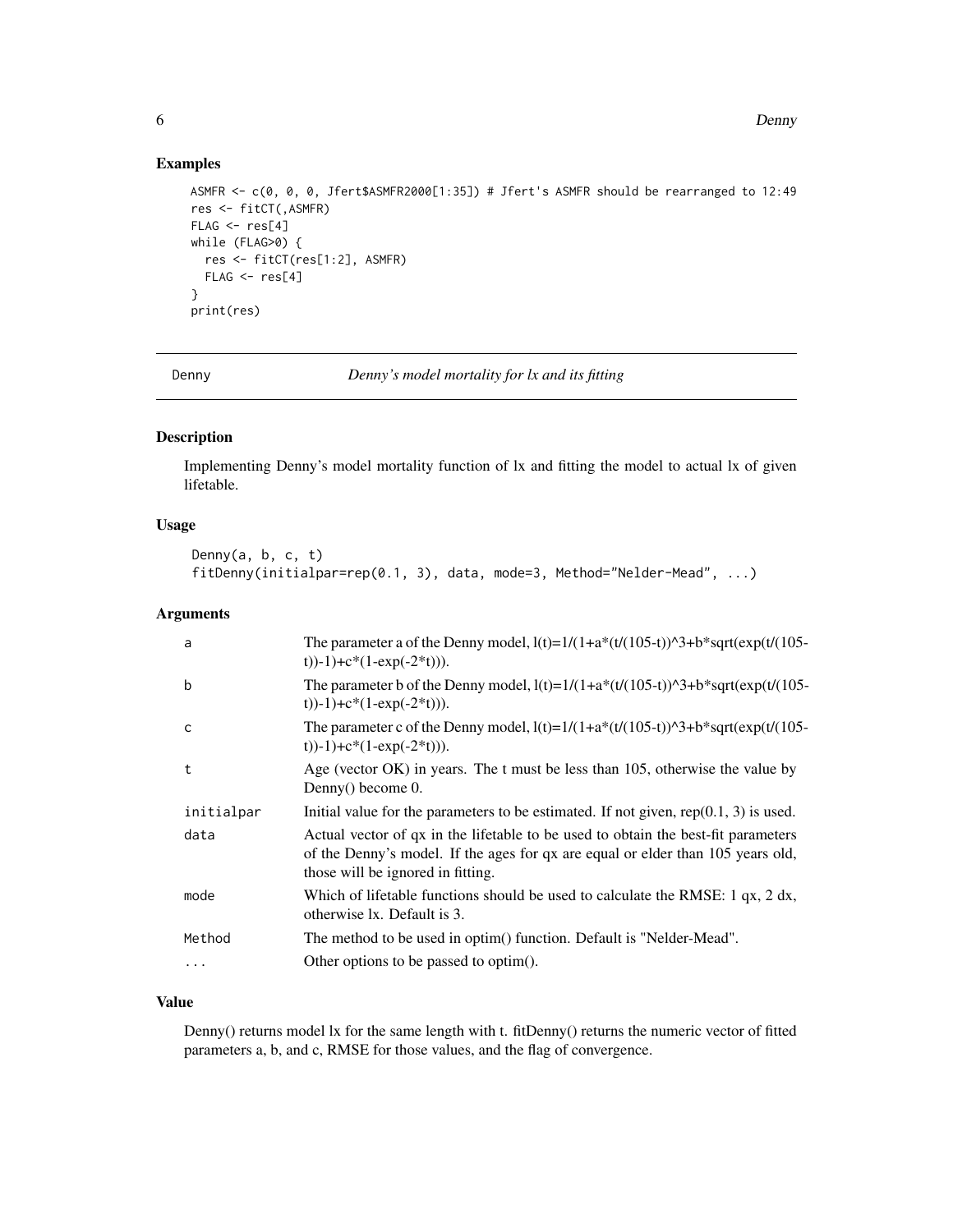## Examples

```
ASMFR <- c(0, 0, 0, Jfert$ASMFR2000[1:35]) # Jfert's ASMFR should be rearranged to 12:49
res <- fitCT(,ASMFR)
FLAG <- res[4]
while (FLAG>0) {
  res <- fitCT(res[1:2], ASMFR)
  FLAG <- res[4]
}
print(res)
```

---

Denny — *Denny's model mortality for lx and its fitting*

---

## Description

Implementing Denny's model mortality function of lx and fitting the model to actual lx of given lifetable.

## Usage

```
Denny(a, b, c, t)
fitDenny(initialpar=rep(0.1, 3), data, mode=3, Method="Nelder-Mead", ...)
```

## Arguments

| | |
|---|---|
| a | The parameter a of the Denny model, l(t)=1/(1+a*(t/(105-t))^3+b*sqrt(exp(t/(105-t))-1)+c*(1-exp(-2*t))). |
| b | The parameter b of the Denny model, l(t)=1/(1+a*(t/(105-t))^3+b*sqrt(exp(t/(105-t))-1)+c*(1-exp(-2*t))). |
| c | The parameter c of the Denny model, l(t)=1/(1+a*(t/(105-t))^3+b*sqrt(exp(t/(105-t))-1)+c*(1-exp(-2*t))). |
| t | Age (vector OK) in years. The t must be less than 105, otherwise the value by Denny() become 0. |
| initialpar | Initial value for the parameters to be estimated. If not given, rep(0.1, 3) is used. |
| data | Actual vector of qx in the lifetable to be used to obtain the best-fit parameters of the Denny's model. If the ages for qx are equal or elder than 105 years old, those will be ignored in fitting. |
| mode | Which of lifetable functions should be used to calculate the RMSE: 1 qx, 2 dx, otherwise lx. Default is 3. |
| Method | The method to be used in optim() function. Default is "Nelder-Mead". |
| ... | Other options to be passed to optim(). |

## Value

Denny() returns model lx for the same length with t. fitDenny() returns the numeric vector of fitted parameters a, b, and c, RMSE for those values, and the flag of convergence.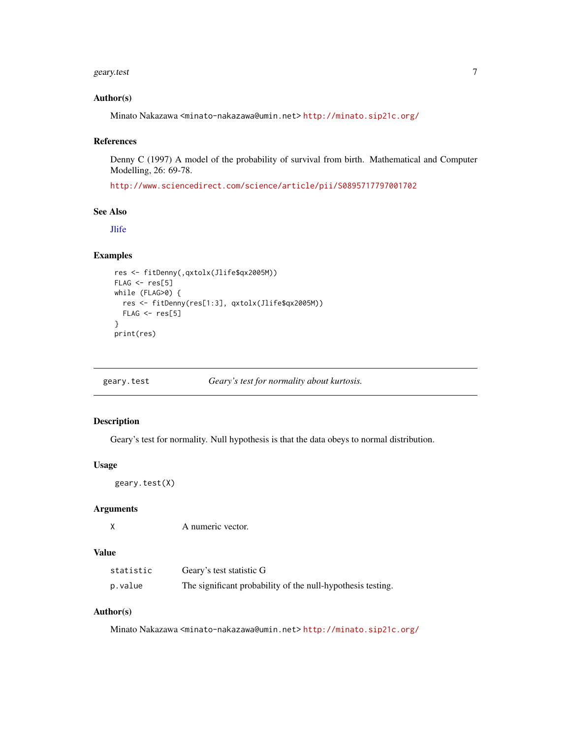### Author(s)

Minato Nakazawa <minato-nakazawa@umin.net> http://minato.sip21c.org/

### References

Denny C (1997) A model of the probability of survival from birth. Mathematical and Computer Modelling, 26: 69-78.

http://www.sciencedirect.com/science/article/pii/S0895717797001702

### See Also

Jlife

### Examples

```
res <- fitDenny(,qxtolx(Jlife$qx2005M))
FLAG <- res[5]
while (FLAG>0) {
  res <- fitDenny(res[1:3], qxtolx(Jlife$qx2005M))
  FLAG <- res[5]
}
print(res)
```

---

## geary.test — *Geary's test for normality about kurtosis.*

### Description

Geary's test for normality. Null hypothesis is that the data obeys to normal distribution.

### Usage

```
geary.test(X)
```

### Arguments

| | |
|---|---|
| X | A numeric vector. |

### Value

| | |
|---|---|
| statistic | Geary's test statistic G |
| p.value | The significant probability of the null-hypothesis testing. |

### Author(s)

Minato Nakazawa <minato-nakazawa@umin.net> http://minato.sip21c.org/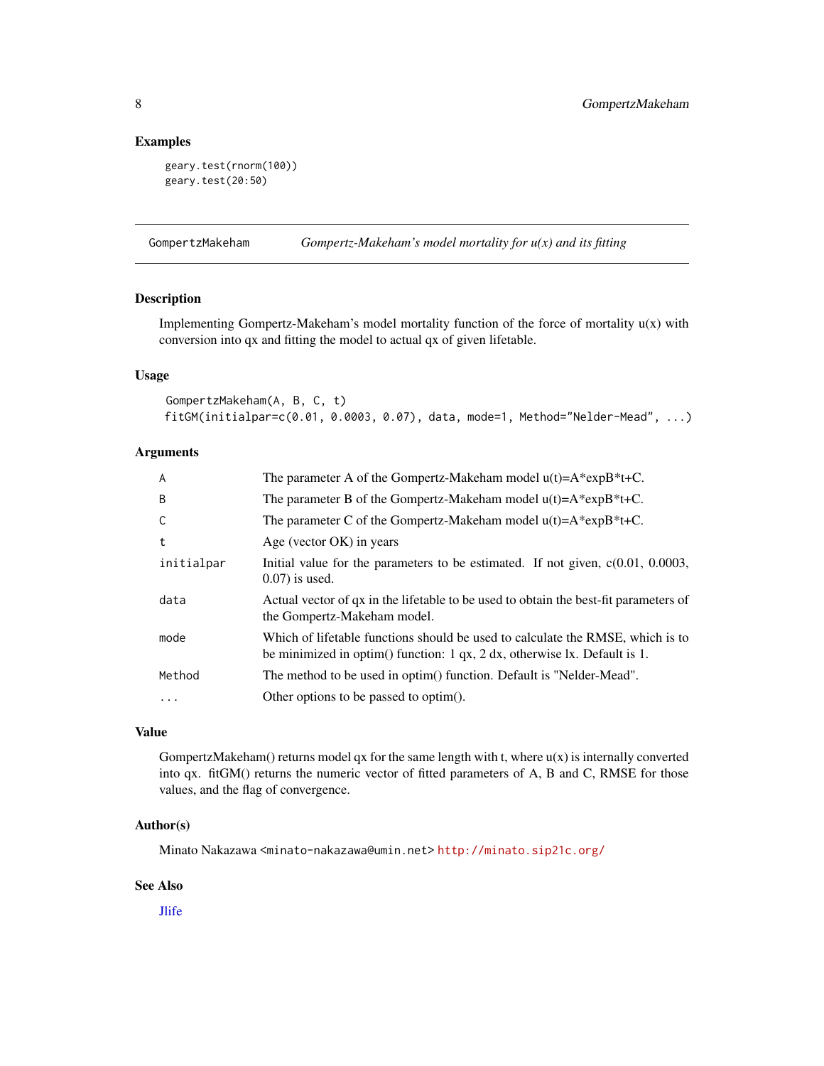### Examples

```
geary.test(rnorm(100))
geary.test(20:50)
```

---

## GompertzMakeham — *Gompertz-Makeham's model mortality for u(x) and its fitting*

---

### Description

Implementing Gompertz-Makeham's model mortality function of the force of mortality u(x) with conversion into qx and fitting the model to actual qx of given lifetable.

### Usage

```
GompertzMakeham(A, B, C, t)
fitGM(initialpar=c(0.01, 0.0003, 0.07), data, mode=1, Method="Nelder-Mead", ...)
```

### Arguments

| | |
|---|---|
| `A` | The parameter A of the Gompertz-Makeham model u(t)=A*expB*t+C. |
| `B` | The parameter B of the Gompertz-Makeham model u(t)=A*expB*t+C. |
| `C` | The parameter C of the Gompertz-Makeham model u(t)=A*expB*t+C. |
| `t` | Age (vector OK) in years |
| `initialpar` | Initial value for the parameters to be estimated. If not given, c(0.01, 0.0003, 0.07) is used. |
| `data` | Actual vector of qx in the lifetable to be used to obtain the best-fit parameters of the Gompertz-Makeham model. |
| `mode` | Which of lifetable functions should be used to calculate the RMSE, which is to be minimized in optim() function: 1 qx, 2 dx, otherwise lx. Default is 1. |
| `Method` | The method to be used in optim() function. Default is "Nelder-Mead". |
| `...` | Other options to be passed to optim(). |

### Value

GompertzMakeham() returns model qx for the same length with t, where u(x) is internally converted into qx. fitGM() returns the numeric vector of fitted parameters of A, B and C, RMSE for those values, and the flag of convergence.

### Author(s)

Minato Nakazawa <minato-nakazawa@umin.net> http://minato.sip21c.org/

### See Also

Jlife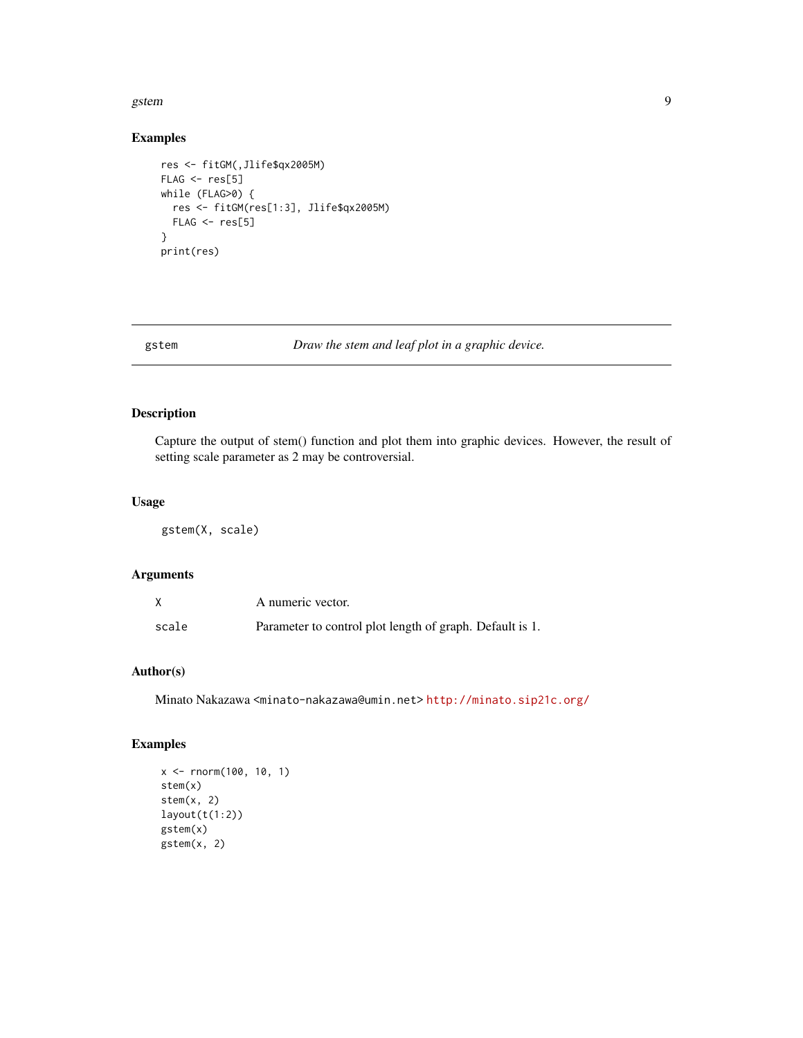## Examples

```
res <- fitGM(,Jlife$qx2005M)
FLAG <- res[5]
while (FLAG>0) {
  res <- fitGM(res[1:3], Jlife$qx2005M)
  FLAG <- res[5]
}
print(res)
```

---

# gstem — *Draw the stem and leaf plot in a graphic device.*

## Description

Capture the output of stem() function and plot them into graphic devices. However, the result of setting scale parameter as 2 may be controversial.

## Usage

```
gstem(X, scale)
```

## Arguments

| | |
|---|---|
| X | A numeric vector. |
| scale | Parameter to control plot length of graph. Default is 1. |

## Author(s)

Minato Nakazawa <minato-nakazawa@umin.net> http://minato.sip21c.org/

## Examples

```
x <- rnorm(100, 10, 1)
stem(x)
stem(x, 2)
layout(t(1:2))
gstem(x)
gstem(x, 2)
```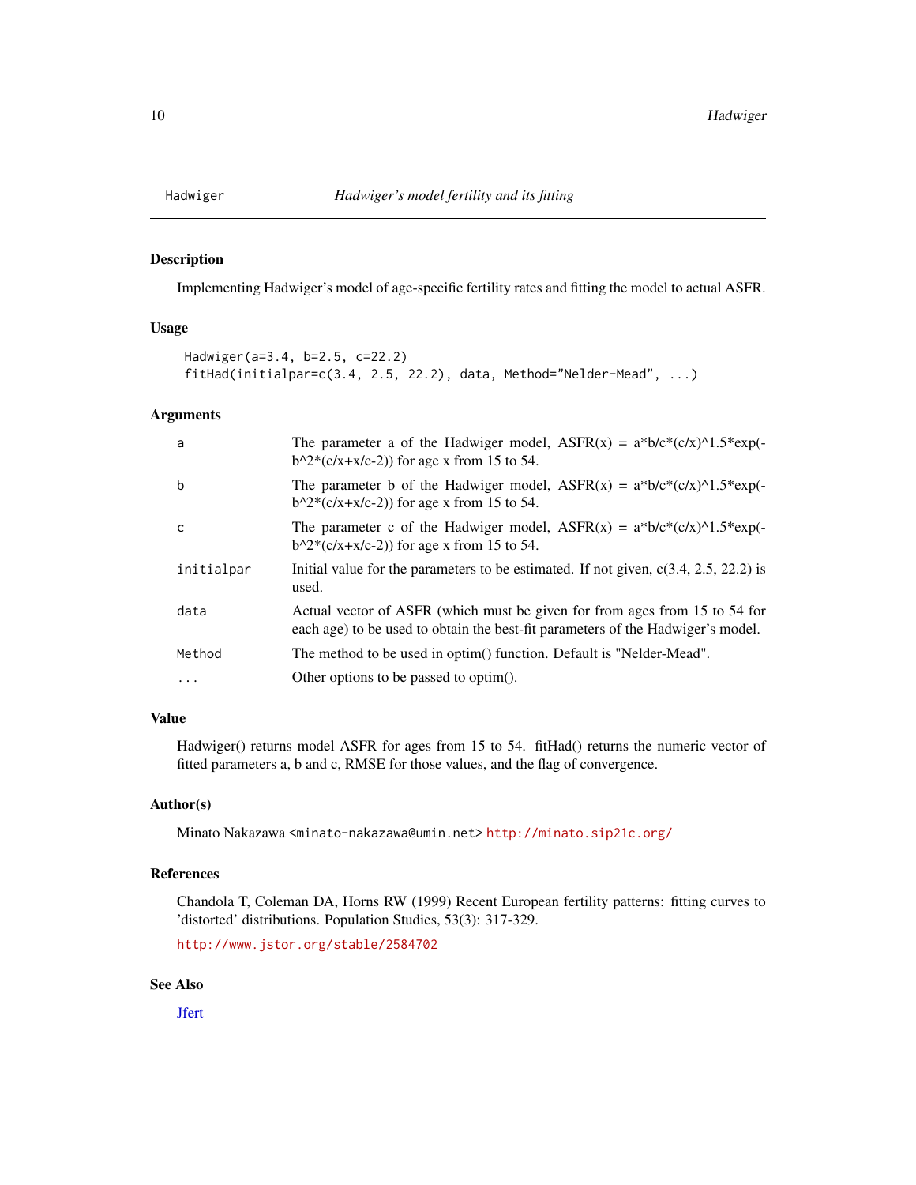## Hadwiger — *Hadwiger's model fertility and its fitting*

### Description

Implementing Hadwiger's model of age-specific fertility rates and fitting the model to actual ASFR.

### Usage

```
Hadwiger(a=3.4, b=2.5, c=22.2)
fitHad(initialpar=c(3.4, 2.5, 22.2), data, Method="Nelder-Mead", ...)
```

### Arguments

| | |
|---|---|
| `a` | The parameter a of the Hadwiger model, ASFR(x) = a*b/c*(c/x)^1.5*exp(-b^2*(c/x+x/c-2)) for age x from 15 to 54. |
| `b` | The parameter b of the Hadwiger model, ASFR(x) = a*b/c*(c/x)^1.5*exp(-b^2*(c/x+x/c-2)) for age x from 15 to 54. |
| `c` | The parameter c of the Hadwiger model, ASFR(x) = a*b/c*(c/x)^1.5*exp(-b^2*(c/x+x/c-2)) for age x from 15 to 54. |
| `initialpar` | Initial value for the parameters to be estimated. If not given, c(3.4, 2.5, 22.2) is used. |
| `data` | Actual vector of ASFR (which must be given for from ages from 15 to 54 for each age) to be used to obtain the best-fit parameters of the Hadwiger's model. |
| `Method` | The method to be used in optim() function. Default is "Nelder-Mead". |
| `...` | Other options to be passed to optim(). |

### Value

Hadwiger() returns model ASFR for ages from 15 to 54. fitHad() returns the numeric vector of fitted parameters a, b and c, RMSE for those values, and the flag of convergence.

### Author(s)

Minato Nakazawa <minato-nakazawa@umin.net> http://minato.sip21c.org/

### References

Chandola T, Coleman DA, Horns RW (1999) Recent European fertility patterns: fitting curves to 'distorted' distributions. Population Studies, 53(3): 317-329.

http://www.jstor.org/stable/2584702

### See Also

Jfert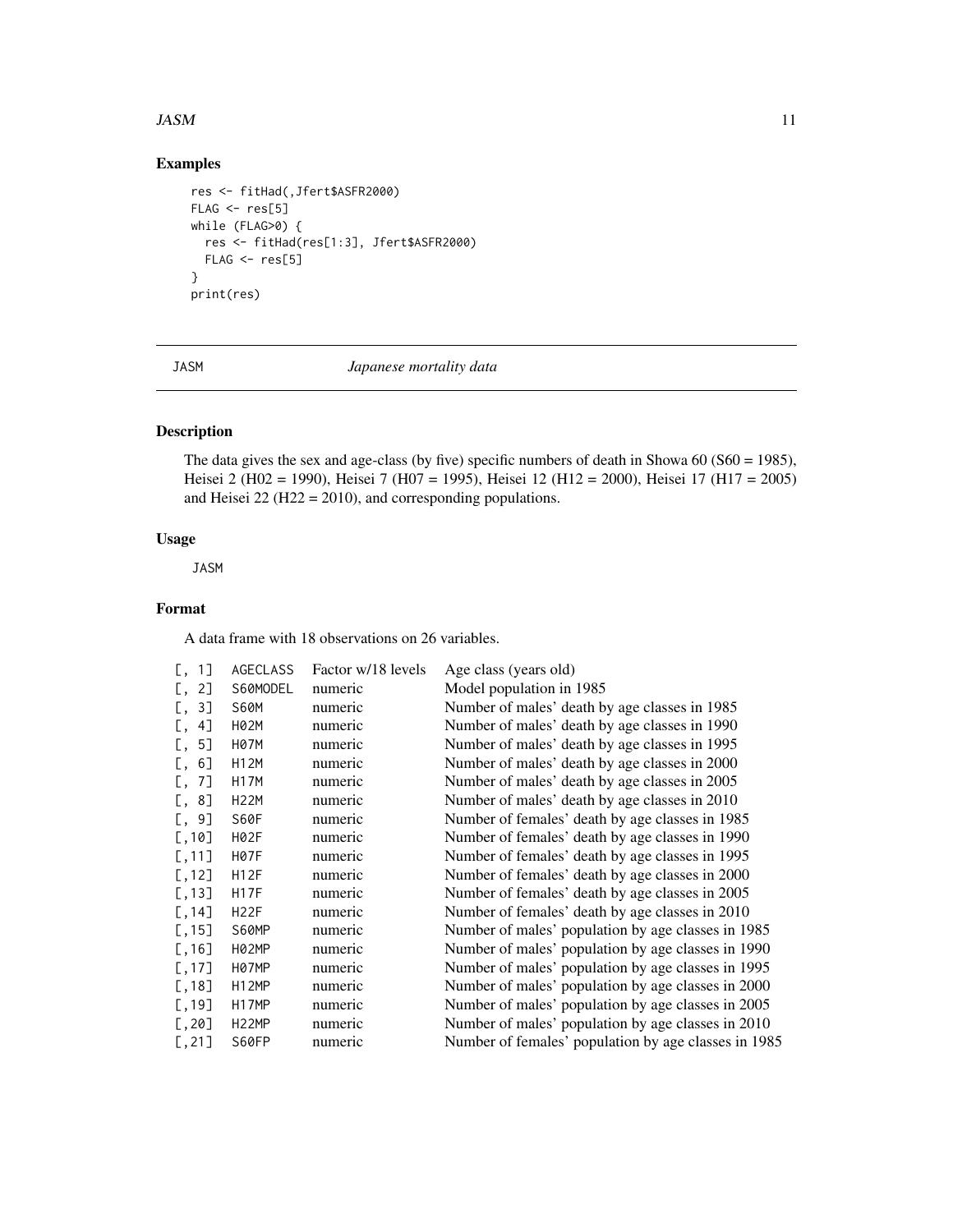## Examples

```
res <- fitHad(,Jfert$ASFR2000)
FLAG <- res[5]
while (FLAG>0) {
  res <- fitHad(res[1:3], Jfert$ASFR2000)
  FLAG <- res[5]
}
print(res)
```

---

JASM *Japanese mortality data*

---

### Description

The data gives the sex and age-class (by five) specific numbers of death in Showa 60 (S60 = 1985), Heisei 2 (H02 = 1990), Heisei 7 (H07 = 1995), Heisei 12 (H12 = 2000), Heisei 17 (H17 = 2005) and Heisei 22 (H22 = 2010), and corresponding populations.

### Usage

```
JASM
```

### Format

A data frame with 18 observations on 26 variables.

| | | | |
|---|---|---|---|
| [, 1] | AGECLASS | Factor w/18 levels | Age class (years old) |
| [, 2] | S60MODEL | numeric | Model population in 1985 |
| [, 3] | S60M | numeric | Number of males' death by age classes in 1985 |
| [, 4] | H02M | numeric | Number of males' death by age classes in 1990 |
| [, 5] | H07M | numeric | Number of males' death by age classes in 1995 |
| [, 6] | H12M | numeric | Number of males' death by age classes in 2000 |
| [, 7] | H17M | numeric | Number of males' death by age classes in 2005 |
| [, 8] | H22M | numeric | Number of males' death by age classes in 2010 |
| [, 9] | S60F | numeric | Number of females' death by age classes in 1985 |
| [,10] | H02F | numeric | Number of females' death by age classes in 1990 |
| [,11] | H07F | numeric | Number of females' death by age classes in 1995 |
| [,12] | H12F | numeric | Number of females' death by age classes in 2000 |
| [,13] | H17F | numeric | Number of females' death by age classes in 2005 |
| [,14] | H22F | numeric | Number of females' death by age classes in 2010 |
| [,15] | S60MP | numeric | Number of males' population by age classes in 1985 |
| [,16] | H02MP | numeric | Number of males' population by age classes in 1990 |
| [,17] | H07MP | numeric | Number of males' population by age classes in 1995 |
| [,18] | H12MP | numeric | Number of males' population by age classes in 2000 |
| [,19] | H17MP | numeric | Number of males' population by age classes in 2005 |
| [,20] | H22MP | numeric | Number of males' population by age classes in 2010 |
| [,21] | S60FP | numeric | Number of females' population by age classes in 1985 |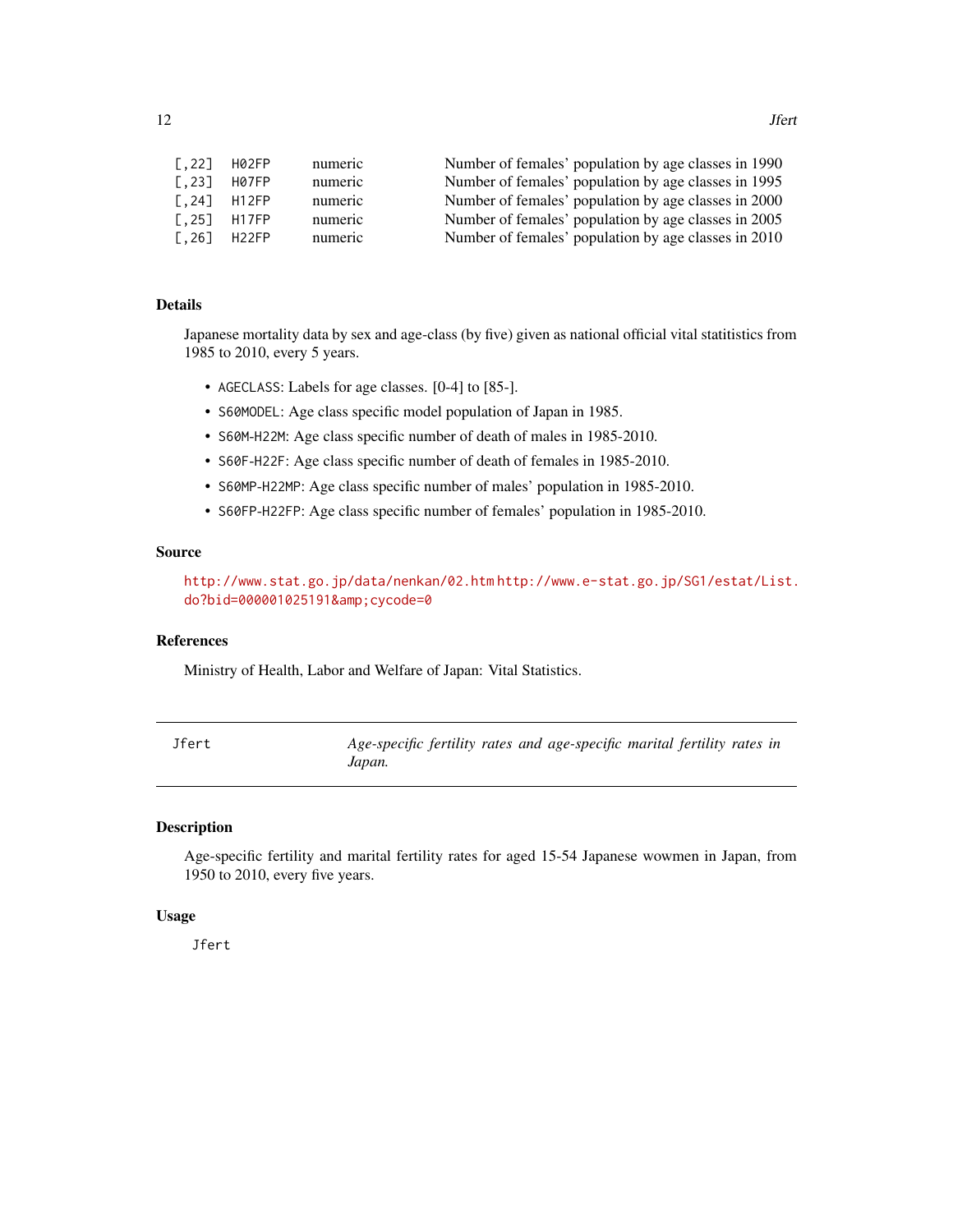| | | | |
|---|---|---|---|
| [,22] | H02FP | numeric | Number of females' population by age classes in 1990 |
| [,23] | H07FP | numeric | Number of females' population by age classes in 1995 |
| [,24] | H12FP | numeric | Number of females' population by age classes in 2000 |
| [,25] | H17FP | numeric | Number of females' population by age classes in 2005 |
| [,26] | H22FP | numeric | Number of females' population by age classes in 2010 |

### Details

Japanese mortality data by sex and age-class (by five) given as national official vital statitistics from 1985 to 2010, every 5 years.

- `AGECLASS`: Labels for age classes. [0-4] to [85-].
- `S60MODEL`: Age class specific model population of Japan in 1985.
- `S60M-H22M`: Age class specific number of death of males in 1985-2010.
- `S60F-H22F`: Age class specific number of death of females in 1985-2010.
- `S60MP-H22MP`: Age class specific number of males' population in 1985-2010.
- `S60FP-H22FP`: Age class specific number of females' population in 1985-2010.

### Source

http://www.stat.go.jp/data/nenkan/02.htm http://www.e-stat.go.jp/SG1/estat/List.do?bid=000001025191&amp;cycode=0

### References

Ministry of Health, Labor and Welfare of Japan: Vital Statistics.

---

## Jfert — *Age-specific fertility rates and age-specific marital fertility rates in Japan.*

---

### Description

Age-specific fertility and marital fertility rates for aged 15-54 Japanese wowmen in Japan, from 1950 to 2010, every five years.

### Usage

```
Jfert
```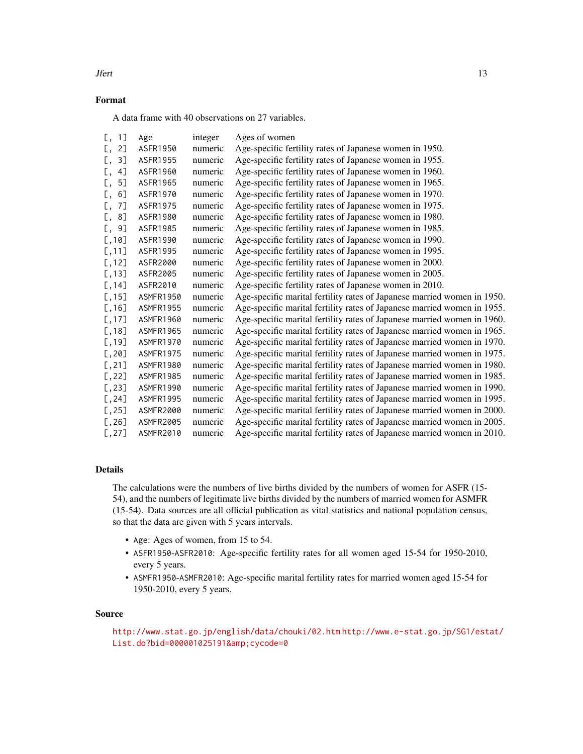### Format

A data frame with 40 observations on 27 variables.

| | | | |
|---|---|---|---|
| [, 1] | Age | integer | Ages of women |
| [, 2] | ASFR1950 | numeric | Age-specific fertility rates of Japanese women in 1950. |
| [, 3] | ASFR1955 | numeric | Age-specific fertility rates of Japanese women in 1955. |
| [, 4] | ASFR1960 | numeric | Age-specific fertility rates of Japanese women in 1960. |
| [, 5] | ASFR1965 | numeric | Age-specific fertility rates of Japanese women in 1965. |
| [, 6] | ASFR1970 | numeric | Age-specific fertility rates of Japanese women in 1970. |
| [, 7] | ASFR1975 | numeric | Age-specific fertility rates of Japanese women in 1975. |
| [, 8] | ASFR1980 | numeric | Age-specific fertility rates of Japanese women in 1980. |
| [, 9] | ASFR1985 | numeric | Age-specific fertility rates of Japanese women in 1985. |
| [,10] | ASFR1990 | numeric | Age-specific fertility rates of Japanese women in 1990. |
| [,11] | ASFR1995 | numeric | Age-specific fertility rates of Japanese women in 1995. |
| [,12] | ASFR2000 | numeric | Age-specific fertility rates of Japanese women in 2000. |
| [,13] | ASFR2005 | numeric | Age-specific fertility rates of Japanese women in 2005. |
| [,14] | ASFR2010 | numeric | Age-specific fertility rates of Japanese women in 2010. |
| [,15] | ASMFR1950 | numeric | Age-specific marital fertility rates of Japanese married women in 1950. |
| [,16] | ASMFR1955 | numeric | Age-specific marital fertility rates of Japanese married women in 1955. |
| [,17] | ASMFR1960 | numeric | Age-specific marital fertility rates of Japanese married women in 1960. |
| [,18] | ASMFR1965 | numeric | Age-specific marital fertility rates of Japanese married women in 1965. |
| [,19] | ASMFR1970 | numeric | Age-specific marital fertility rates of Japanese married women in 1970. |
| [,20] | ASMFR1975 | numeric | Age-specific marital fertility rates of Japanese married women in 1975. |
| [,21] | ASMFR1980 | numeric | Age-specific marital fertility rates of Japanese married women in 1980. |
| [,22] | ASMFR1985 | numeric | Age-specific marital fertility rates of Japanese married women in 1985. |
| [,23] | ASMFR1990 | numeric | Age-specific marital fertility rates of Japanese married women in 1990. |
| [,24] | ASMFR1995 | numeric | Age-specific marital fertility rates of Japanese married women in 1995. |
| [,25] | ASMFR2000 | numeric | Age-specific marital fertility rates of Japanese married women in 2000. |
| [,26] | ASMFR2005 | numeric | Age-specific marital fertility rates of Japanese married women in 2005. |
| [,27] | ASMFR2010 | numeric | Age-specific marital fertility rates of Japanese married women in 2010. |

### Details

The calculations were the numbers of live births divided by the numbers of women for ASFR (15-54), and the numbers of legitimate live births divided by the numbers of married women for ASMFR (15-54). Data sources are all official publication as vital statistics and national population census, so that the data are given with 5 years intervals.

- `Age`: Ages of women, from 15 to 54.
- `ASFR1950-ASFR2010`: Age-specific fertility rates for all women aged 15-54 for 1950-2010, every 5 years.
- `ASMFR1950-ASMFR2010`: Age-specific marital fertility rates for married women aged 15-54 for 1950-2010, every 5 years.

### Source

http://www.stat.go.jp/english/data/chouki/02.htm http://www.e-stat.go.jp/SG1/estat/List.do?bid=000001025191&amp;cycode=0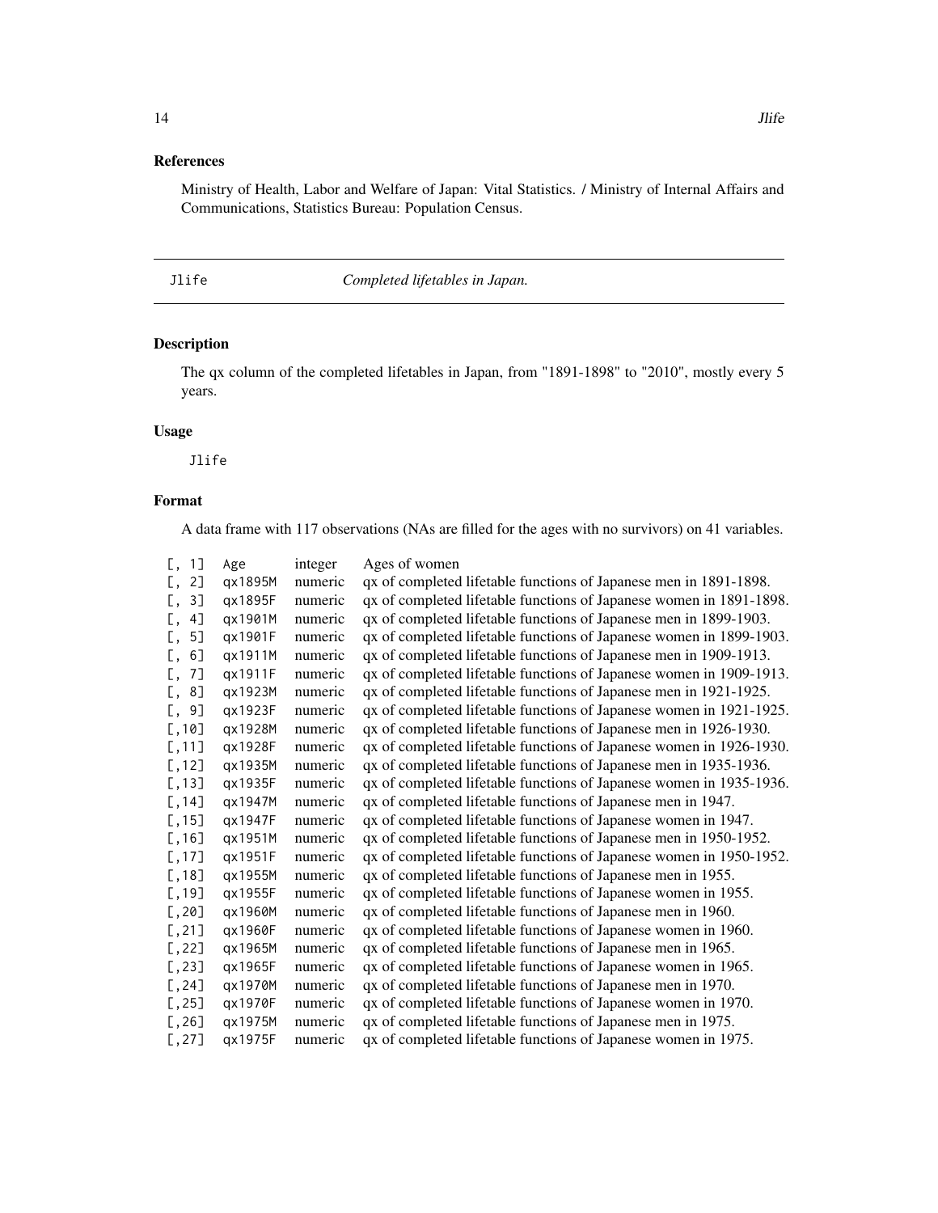### References

Ministry of Health, Labor and Welfare of Japan: Vital Statistics. / Ministry of Internal Affairs and Communications, Statistics Bureau: Population Census.

---

## Jlife    *Completed lifetables in Japan.*

---

### Description

The qx column of the completed lifetables in Japan, from "1891-1898" to "2010", mostly every 5 years.

### Usage

```
Jlife
```

### Format

A data frame with 117 observations (NAs are filled for the ages with no survivors) on 41 variables.

| | | | |
|---|---|---|---|
| [, 1] | Age | integer | Ages of women |
| [, 2] | qx1895M | numeric | qx of completed lifetable functions of Japanese men in 1891-1898. |
| [, 3] | qx1895F | numeric | qx of completed lifetable functions of Japanese women in 1891-1898. |
| [, 4] | qx1901M | numeric | qx of completed lifetable functions of Japanese men in 1899-1903. |
| [, 5] | qx1901F | numeric | qx of completed lifetable functions of Japanese women in 1899-1903. |
| [, 6] | qx1911M | numeric | qx of completed lifetable functions of Japanese men in 1909-1913. |
| [, 7] | qx1911F | numeric | qx of completed lifetable functions of Japanese women in 1909-1913. |
| [, 8] | qx1923M | numeric | qx of completed lifetable functions of Japanese men in 1921-1925. |
| [, 9] | qx1923F | numeric | qx of completed lifetable functions of Japanese women in 1921-1925. |
| [,10] | qx1928M | numeric | qx of completed lifetable functions of Japanese men in 1926-1930. |
| [,11] | qx1928F | numeric | qx of completed lifetable functions of Japanese women in 1926-1930. |
| [,12] | qx1935M | numeric | qx of completed lifetable functions of Japanese men in 1935-1936. |
| [,13] | qx1935F | numeric | qx of completed lifetable functions of Japanese women in 1935-1936. |
| [,14] | qx1947M | numeric | qx of completed lifetable functions of Japanese men in 1947. |
| [,15] | qx1947F | numeric | qx of completed lifetable functions of Japanese women in 1947. |
| [,16] | qx1951M | numeric | qx of completed lifetable functions of Japanese men in 1950-1952. |
| [,17] | qx1951F | numeric | qx of completed lifetable functions of Japanese women in 1950-1952. |
| [,18] | qx1955M | numeric | qx of completed lifetable functions of Japanese men in 1955. |
| [,19] | qx1955F | numeric | qx of completed lifetable functions of Japanese women in 1955. |
| [,20] | qx1960M | numeric | qx of completed lifetable functions of Japanese men in 1960. |
| [,21] | qx1960F | numeric | qx of completed lifetable functions of Japanese women in 1960. |
| [,22] | qx1965M | numeric | qx of completed lifetable functions of Japanese men in 1965. |
| [,23] | qx1965F | numeric | qx of completed lifetable functions of Japanese women in 1965. |
| [,24] | qx1970M | numeric | qx of completed lifetable functions of Japanese men in 1970. |
| [,25] | qx1970F | numeric | qx of completed lifetable functions of Japanese women in 1970. |
| [,26] | qx1975M | numeric | qx of completed lifetable functions of Japanese men in 1975. |
| [,27] | qx1975F | numeric | qx of completed lifetable functions of Japanese women in 1975. |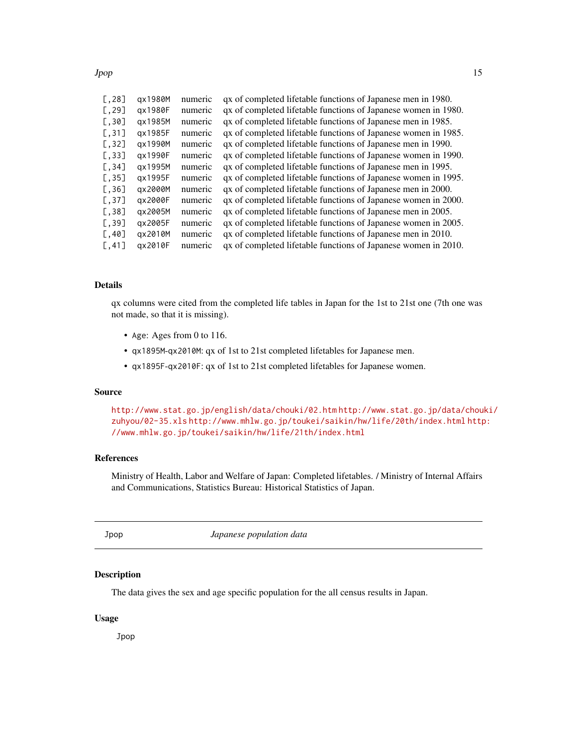| | | | |
|---|---|---|---|
| [,28] | qx1980M | numeric | qx of completed lifetable functions of Japanese men in 1980. |
| [,29] | qx1980F | numeric | qx of completed lifetable functions of Japanese women in 1980. |
| [,30] | qx1985M | numeric | qx of completed lifetable functions of Japanese men in 1985. |
| [,31] | qx1985F | numeric | qx of completed lifetable functions of Japanese women in 1985. |
| [,32] | qx1990M | numeric | qx of completed lifetable functions of Japanese men in 1990. |
| [,33] | qx1990F | numeric | qx of completed lifetable functions of Japanese women in 1990. |
| [,34] | qx1995M | numeric | qx of completed lifetable functions of Japanese men in 1995. |
| [,35] | qx1995F | numeric | qx of completed lifetable functions of Japanese women in 1995. |
| [,36] | qx2000M | numeric | qx of completed lifetable functions of Japanese men in 2000. |
| [,37] | qx2000F | numeric | qx of completed lifetable functions of Japanese women in 2000. |
| [,38] | qx2005M | numeric | qx of completed lifetable functions of Japanese men in 2005. |
| [,39] | qx2005F | numeric | qx of completed lifetable functions of Japanese women in 2005. |
| [,40] | qx2010M | numeric | qx of completed lifetable functions of Japanese men in 2010. |
| [,41] | qx2010F | numeric | qx of completed lifetable functions of Japanese women in 2010. |

## Details

qx columns were cited from the completed life tables in Japan for the 1st to 21st one (7th one was not made, so that it is missing).

- `Age`: Ages from 0 to 116.
- `qx1895M-qx2010M`: qx of 1st to 21st completed lifetables for Japanese men.
- `qx1895F-qx2010F`: qx of 1st to 21st completed lifetables for Japanese women.

## Source

http://www.stat.go.jp/english/data/chouki/02.htm http://www.stat.go.jp/data/chouki/zuhyou/02-35.xls http://www.mhlw.go.jp/toukei/saikin/hw/life/20th/index.html http://www.mhlw.go.jp/toukei/saikin/hw/life/21th/index.html

## References

Ministry of Health, Labor and Welfare of Japan: Completed lifetables. / Ministry of Internal Affairs and Communications, Statistics Bureau: Historical Statistics of Japan.

---

# Jpop — *Japanese population data*

## Description

The data gives the sex and age specific population for the all census results in Japan.

## Usage

```
Jpop
```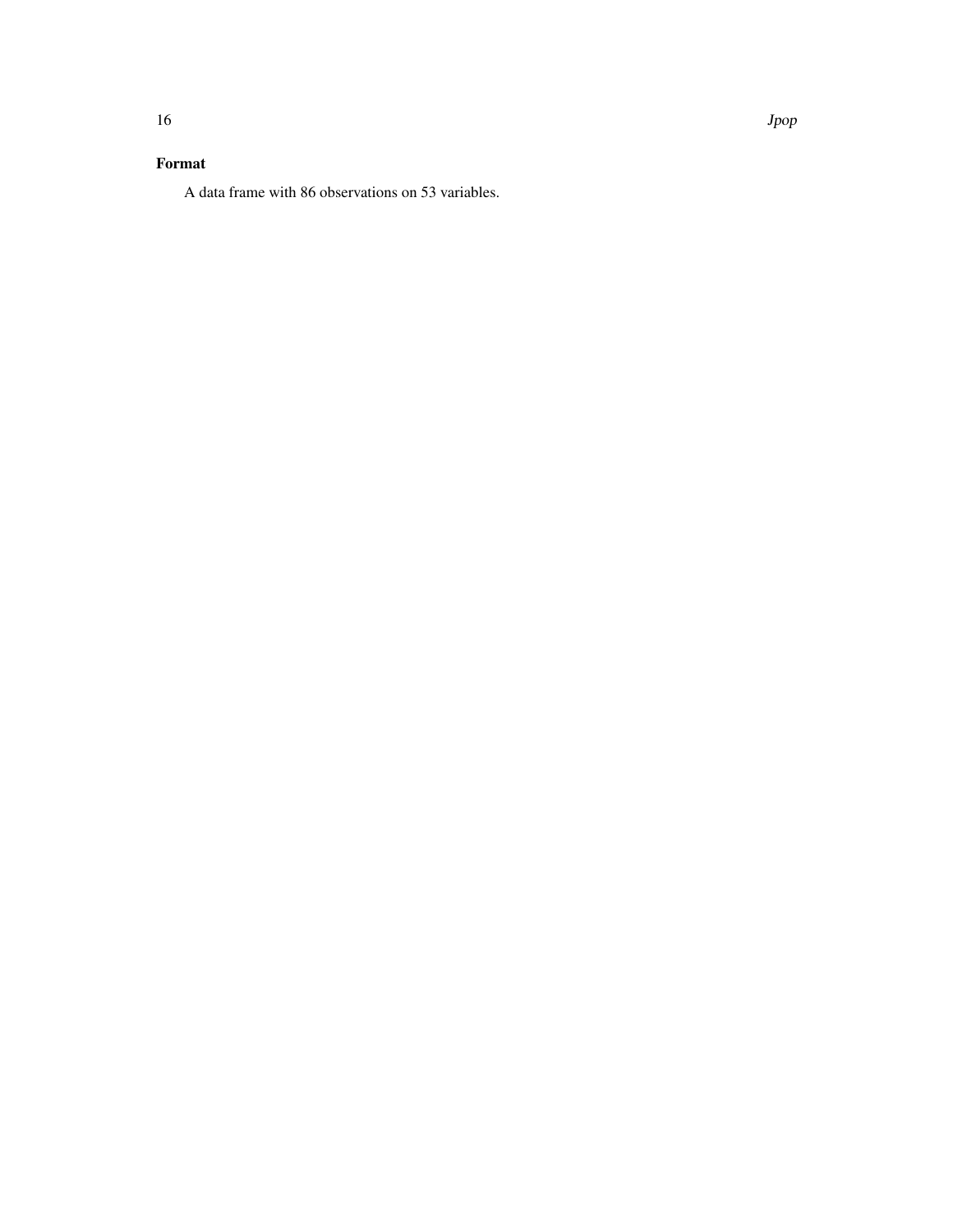## Format

A data frame with 86 observations on 53 variables.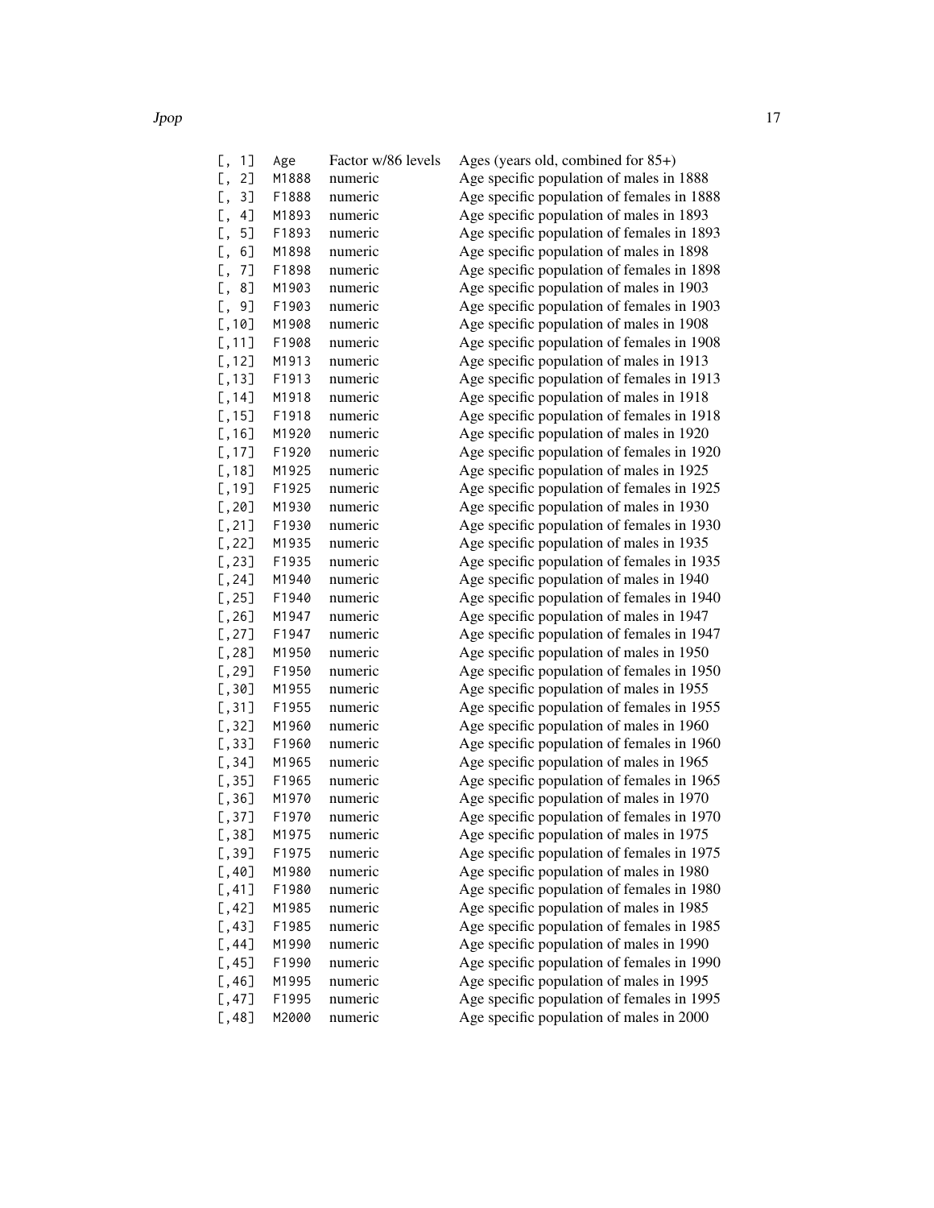| | | | |
|---|---|---|---|
| [, 1] | Age | Factor w/86 levels | Ages (years old, combined for 85+) |
| [, 2] | M1888 | numeric | Age specific population of males in 1888 |
| [, 3] | F1888 | numeric | Age specific population of females in 1888 |
| [, 4] | M1893 | numeric | Age specific population of males in 1893 |
| [, 5] | F1893 | numeric | Age specific population of females in 1893 |
| [, 6] | M1898 | numeric | Age specific population of males in 1898 |
| [, 7] | F1898 | numeric | Age specific population of females in 1898 |
| [, 8] | M1903 | numeric | Age specific population of males in 1903 |
| [, 9] | F1903 | numeric | Age specific population of females in 1903 |
| [,10] | M1908 | numeric | Age specific population of males in 1908 |
| [,11] | F1908 | numeric | Age specific population of females in 1908 |
| [,12] | M1913 | numeric | Age specific population of males in 1913 |
| [,13] | F1913 | numeric | Age specific population of females in 1913 |
| [,14] | M1918 | numeric | Age specific population of males in 1918 |
| [,15] | F1918 | numeric | Age specific population of females in 1918 |
| [,16] | M1920 | numeric | Age specific population of males in 1920 |
| [,17] | F1920 | numeric | Age specific population of females in 1920 |
| [,18] | M1925 | numeric | Age specific population of males in 1925 |
| [,19] | F1925 | numeric | Age specific population of females in 1925 |
| [,20] | M1930 | numeric | Age specific population of males in 1930 |
| [,21] | F1930 | numeric | Age specific population of females in 1930 |
| [,22] | M1935 | numeric | Age specific population of males in 1935 |
| [,23] | F1935 | numeric | Age specific population of females in 1935 |
| [,24] | M1940 | numeric | Age specific population of males in 1940 |
| [,25] | F1940 | numeric | Age specific population of females in 1940 |
| [,26] | M1947 | numeric | Age specific population of males in 1947 |
| [,27] | F1947 | numeric | Age specific population of females in 1947 |
| [,28] | M1950 | numeric | Age specific population of males in 1950 |
| [,29] | F1950 | numeric | Age specific population of females in 1950 |
| [,30] | M1955 | numeric | Age specific population of males in 1955 |
| [,31] | F1955 | numeric | Age specific population of females in 1955 |
| [,32] | M1960 | numeric | Age specific population of males in 1960 |
| [,33] | F1960 | numeric | Age specific population of females in 1960 |
| [,34] | M1965 | numeric | Age specific population of males in 1965 |
| [,35] | F1965 | numeric | Age specific population of females in 1965 |
| [,36] | M1970 | numeric | Age specific population of males in 1970 |
| [,37] | F1970 | numeric | Age specific population of females in 1970 |
| [,38] | M1975 | numeric | Age specific population of males in 1975 |
| [,39] | F1975 | numeric | Age specific population of females in 1975 |
| [,40] | M1980 | numeric | Age specific population of males in 1980 |
| [,41] | F1980 | numeric | Age specific population of females in 1980 |
| [,42] | M1985 | numeric | Age specific population of males in 1985 |
| [,43] | F1985 | numeric | Age specific population of females in 1985 |
| [,44] | M1990 | numeric | Age specific population of males in 1990 |
| [,45] | F1990 | numeric | Age specific population of females in 1990 |
| [,46] | M1995 | numeric | Age specific population of males in 1995 |
| [,47] | F1995 | numeric | Age specific population of females in 1995 |
| [,48] | M2000 | numeric | Age specific population of males in 2000 |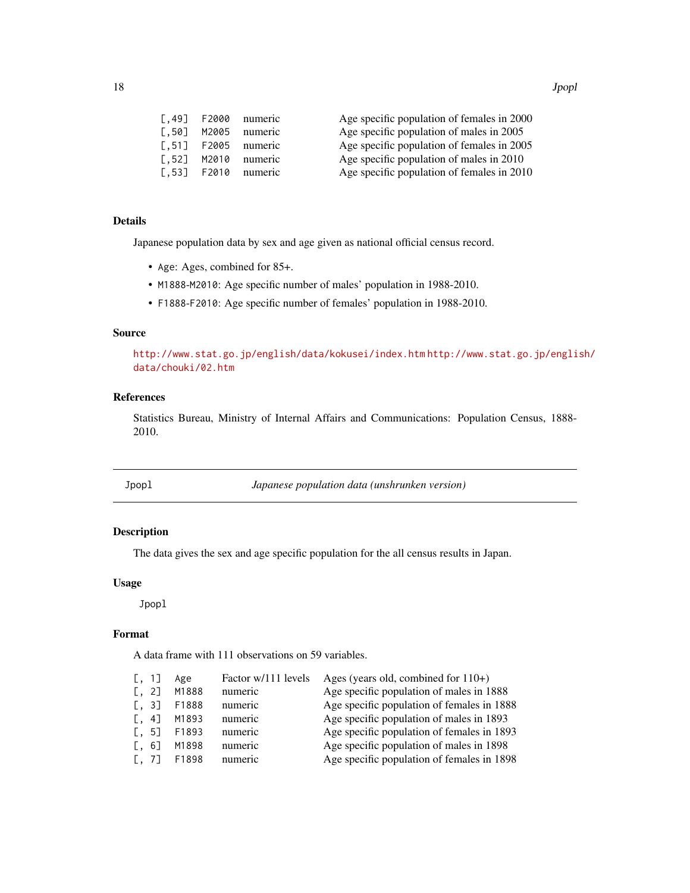| | | | |
|---|---|---|---|
| [,49] | F2000 | numeric | Age specific population of females in 2000 |
| [,50] | M2005 | numeric | Age specific population of males in 2005 |
| [,51] | F2005 | numeric | Age specific population of females in 2005 |
| [,52] | M2010 | numeric | Age specific population of males in 2010 |
| [,53] | F2010 | numeric | Age specific population of females in 2010 |

### Details

Japanese population data by sex and age given as national official census record.

- Age: Ages, combined for 85+.
- M1888-M2010: Age specific number of males' population in 1988-2010.
- F1888-F2010: Age specific number of females' population in 1988-2010.

### Source

http://www.stat.go.jp/english/data/kokusei/index.htm http://www.stat.go.jp/english/data/chouki/02.htm

### References

Statistics Bureau, Ministry of Internal Affairs and Communications: Population Census, 1888-2010.

---

## Jpopl — *Japanese population data (unshrunken version)*

### Description

The data gives the sex and age specific population for the all census results in Japan.

### Usage

```
Jpopl
```

### Format

A data frame with 111 observations on 59 variables.

| | | | |
|---|---|---|---|
| [, 1] | Age | Factor w/111 levels | Ages (years old, combined for 110+) |
| [, 2] | M1888 | numeric | Age specific population of males in 1888 |
| [, 3] | F1888 | numeric | Age specific population of females in 1888 |
| [, 4] | M1893 | numeric | Age specific population of males in 1893 |
| [, 5] | F1893 | numeric | Age specific population of females in 1893 |
| [, 6] | M1898 | numeric | Age specific population of males in 1898 |
| [, 7] | F1898 | numeric | Age specific population of females in 1898 |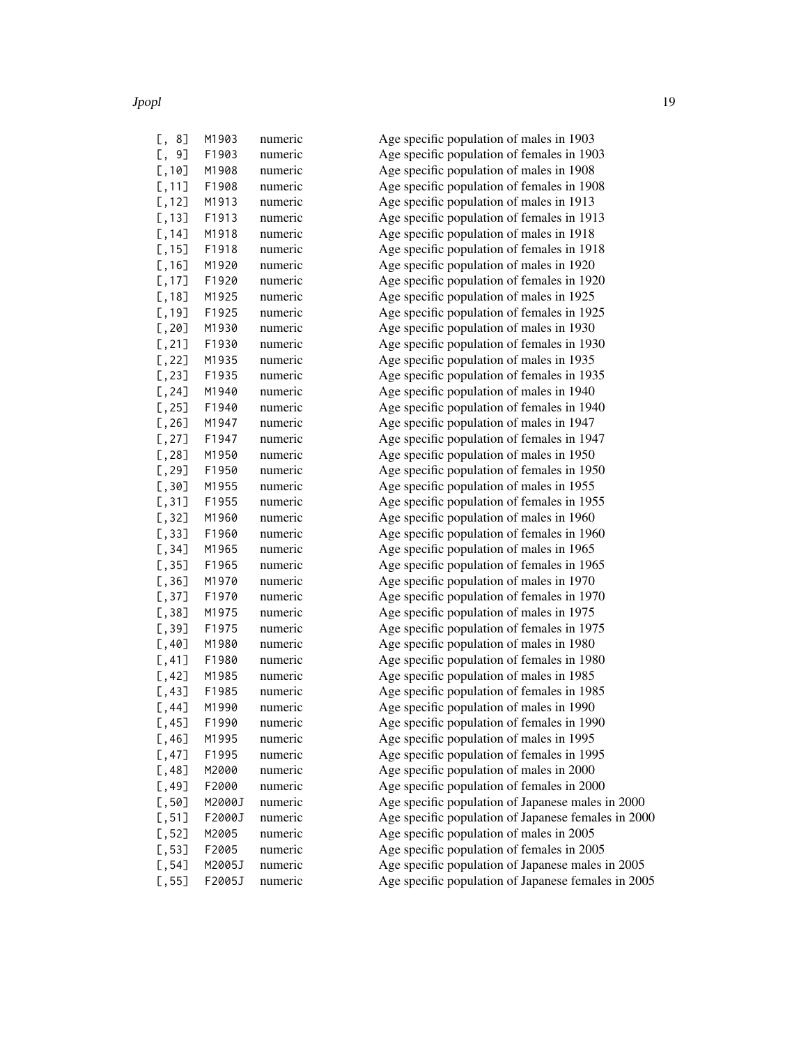| | | | |
|---|---|---|---|
| [, 8] | M1903 | numeric | Age specific population of males in 1903 |
| [, 9] | F1903 | numeric | Age specific population of females in 1903 |
| [,10] | M1908 | numeric | Age specific population of males in 1908 |
| [,11] | F1908 | numeric | Age specific population of females in 1908 |
| [,12] | M1913 | numeric | Age specific population of males in 1913 |
| [,13] | F1913 | numeric | Age specific population of females in 1913 |
| [,14] | M1918 | numeric | Age specific population of males in 1918 |
| [,15] | F1918 | numeric | Age specific population of females in 1918 |
| [,16] | M1920 | numeric | Age specific population of males in 1920 |
| [,17] | F1920 | numeric | Age specific population of females in 1920 |
| [,18] | M1925 | numeric | Age specific population of males in 1925 |
| [,19] | F1925 | numeric | Age specific population of females in 1925 |
| [,20] | M1930 | numeric | Age specific population of males in 1930 |
| [,21] | F1930 | numeric | Age specific population of females in 1930 |
| [,22] | M1935 | numeric | Age specific population of males in 1935 |
| [,23] | F1935 | numeric | Age specific population of females in 1935 |
| [,24] | M1940 | numeric | Age specific population of males in 1940 |
| [,25] | F1940 | numeric | Age specific population of females in 1940 |
| [,26] | M1947 | numeric | Age specific population of males in 1947 |
| [,27] | F1947 | numeric | Age specific population of females in 1947 |
| [,28] | M1950 | numeric | Age specific population of males in 1950 |
| [,29] | F1950 | numeric | Age specific population of females in 1950 |
| [,30] | M1955 | numeric | Age specific population of males in 1955 |
| [,31] | F1955 | numeric | Age specific population of females in 1955 |
| [,32] | M1960 | numeric | Age specific population of males in 1960 |
| [,33] | F1960 | numeric | Age specific population of females in 1960 |
| [,34] | M1965 | numeric | Age specific population of males in 1965 |
| [,35] | F1965 | numeric | Age specific population of females in 1965 |
| [,36] | M1970 | numeric | Age specific population of males in 1970 |
| [,37] | F1970 | numeric | Age specific population of females in 1970 |
| [,38] | M1975 | numeric | Age specific population of males in 1975 |
| [,39] | F1975 | numeric | Age specific population of females in 1975 |
| [,40] | M1980 | numeric | Age specific population of males in 1980 |
| [,41] | F1980 | numeric | Age specific population of females in 1980 |
| [,42] | M1985 | numeric | Age specific population of males in 1985 |
| [,43] | F1985 | numeric | Age specific population of females in 1985 |
| [,44] | M1990 | numeric | Age specific population of males in 1990 |
| [,45] | F1990 | numeric | Age specific population of females in 1990 |
| [,46] | M1995 | numeric | Age specific population of males in 1995 |
| [,47] | F1995 | numeric | Age specific population of females in 1995 |
| [,48] | M2000 | numeric | Age specific population of males in 2000 |
| [,49] | F2000 | numeric | Age specific population of females in 2000 |
| [,50] | M2000J | numeric | Age specific population of Japanese males in 2000 |
| [,51] | F2000J | numeric | Age specific population of Japanese females in 2000 |
| [,52] | M2005 | numeric | Age specific population of males in 2005 |
| [,53] | F2005 | numeric | Age specific population of females in 2005 |
| [,54] | M2005J | numeric | Age specific population of Japanese males in 2005 |
| [,55] | F2005J | numeric | Age specific population of Japanese females in 2005 |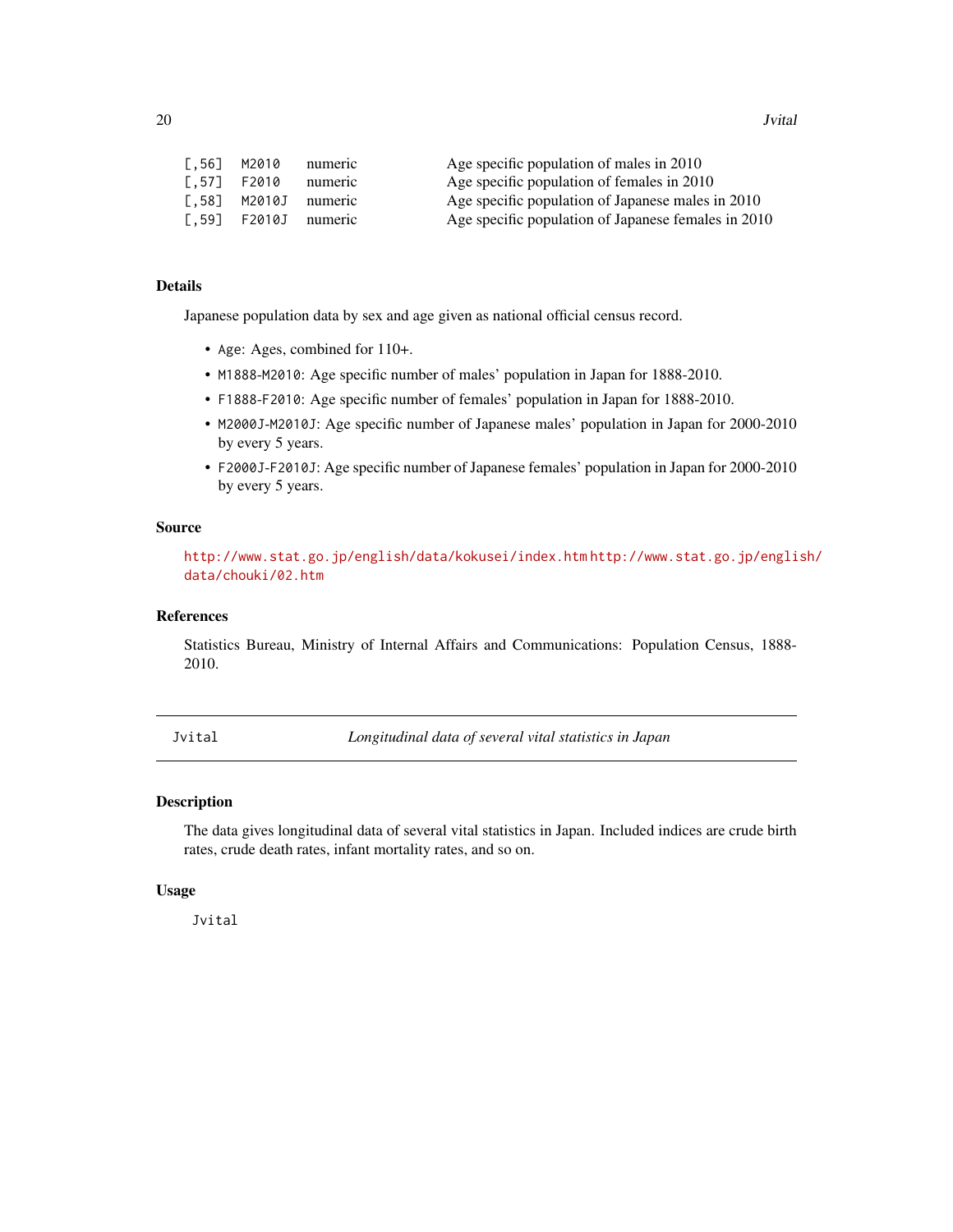| | | | |
|---|---|---|---|
| [,56] | M2010 | numeric | Age specific population of males in 2010 |
| [,57] | F2010 | numeric | Age specific population of females in 2010 |
| [,58] | M2010J | numeric | Age specific population of Japanese males in 2010 |
| [,59] | F2010J | numeric | Age specific population of Japanese females in 2010 |

### Details

Japanese population data by sex and age given as national official census record.

- `Age`: Ages, combined for 110+.
- `M1888-M2010`: Age specific number of males' population in Japan for 1888-2010.
- `F1888-F2010`: Age specific number of females' population in Japan for 1888-2010.
- `M2000J-M2010J`: Age specific number of Japanese males' population in Japan for 2000-2010 by every 5 years.
- `F2000J-F2010J`: Age specific number of Japanese females' population in Japan for 2000-2010 by every 5 years.

### Source

http://www.stat.go.jp/english/data/kokusei/index.htm http://www.stat.go.jp/english/data/chouki/02.htm

### References

Statistics Bureau, Ministry of Internal Affairs and Communications: Population Census, 1888-2010.

---

## Jvital — *Longitudinal data of several vital statistics in Japan*

### Description

The data gives longitudinal data of several vital statistics in Japan. Included indices are crude birth rates, crude death rates, infant mortality rates, and so on.

### Usage

```
Jvital
```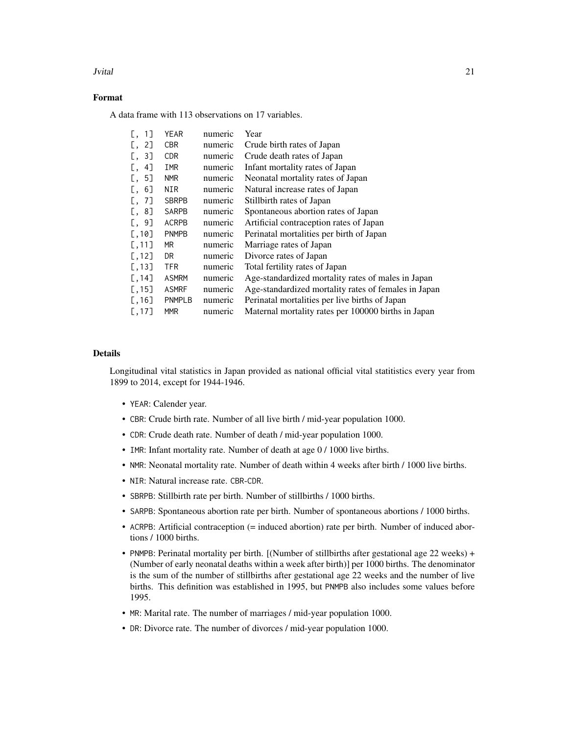### Format

A data frame with 113 observations on 17 variables.

| | | | |
|---|---|---|---|
| [, 1] | YEAR | numeric | Year |
| [, 2] | CBR | numeric | Crude birth rates of Japan |
| [, 3] | CDR | numeric | Crude death rates of Japan |
| [, 4] | IMR | numeric | Infant mortality rates of Japan |
| [, 5] | NMR | numeric | Neonatal mortality rates of Japan |
| [, 6] | NIR | numeric | Natural increase rates of Japan |
| [, 7] | SBRPB | numeric | Stillbirth rates of Japan |
| [, 8] | SARPB | numeric | Spontaneous abortion rates of Japan |
| [, 9] | ACRPB | numeric | Artificial contraception rates of Japan |
| [,10] | PNMPB | numeric | Perinatal mortalities per birth of Japan |
| [,11] | MR | numeric | Marriage rates of Japan |
| [,12] | DR | numeric | Divorce rates of Japan |
| [,13] | TFR | numeric | Total fertility rates of Japan |
| [,14] | ASMRM | numeric | Age-standardized mortality rates of males in Japan |
| [,15] | ASMRF | numeric | Age-standardized mortality rates of females in Japan |
| [,16] | PNMPLB | numeric | Perinatal mortalities per live births of Japan |
| [,17] | MMR | numeric | Maternal mortality rates per 100000 births in Japan |

### Details

Longitudinal vital statistics in Japan provided as national official vital statitistics every year from 1899 to 2014, except for 1944-1946.

- YEAR: Calender year.
- CBR: Crude birth rate. Number of all live birth / mid-year population 1000.
- CDR: Crude death rate. Number of death / mid-year population 1000.
- IMR: Infant mortality rate. Number of death at age 0 / 1000 live births.
- NMR: Neonatal mortality rate. Number of death within 4 weeks after birth / 1000 live births.
- NIR: Natural increase rate. CBR-CDR.
- SBRPB: Stillbirth rate per birth. Number of stillbirths / 1000 births.
- SARPB: Spontaneous abortion rate per birth. Number of spontaneous abortions / 1000 births.
- ACRPB: Artificial contraception (= induced abortion) rate per birth. Number of induced abortions / 1000 births.
- PNMPB: Perinatal mortality per birth. [(Number of stillbirths after gestational age 22 weeks) + (Number of early neonatal deaths within a week after birth)] per 1000 births. The denominator is the sum of the number of stillbirths after gestational age 22 weeks and the number of live births. This definition was established in 1995, but PNMPB also includes some values before 1995.
- MR: Marital rate. The number of marriages / mid-year population 1000.
- DR: Divorce rate. The number of divorces / mid-year population 1000.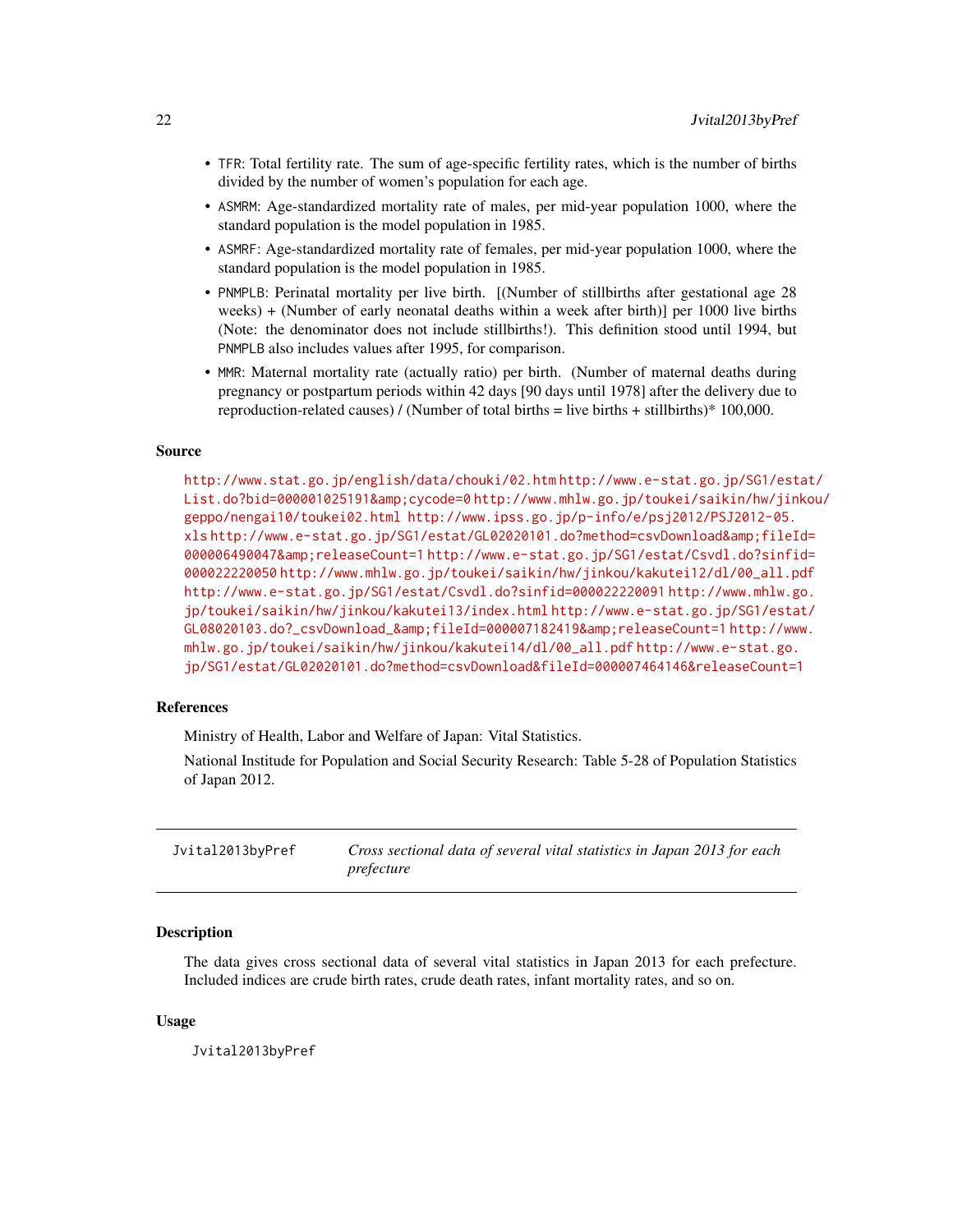- `TFR`: Total fertility rate. The sum of age-specific fertility rates, which is the number of births divided by the number of women's population for each age.
- `ASMRM`: Age-standardized mortality rate of males, per mid-year population 1000, where the standard population is the model population in 1985.
- `ASMRF`: Age-standardized mortality rate of females, per mid-year population 1000, where the standard population is the model population in 1985.
- `PNMPLB`: Perinatal mortality per live birth. [(Number of stillbirths after gestational age 28 weeks) + (Number of early neonatal deaths within a week after birth)] per 1000 live births (Note: the denominator does not include stillbirths!). This definition stood until 1994, but `PNMPLB` also includes values after 1995, for comparison.
- `MMR`: Maternal mortality rate (actually ratio) per birth. (Number of maternal deaths during pregnancy or postpartum periods within 42 days [90 days until 1978] after the delivery due to reproduction-related causes) / (Number of total births = live births + stillbirths)* 100,000.

### Source

http://www.stat.go.jp/english/data/chouki/02.htm http://www.e-stat.go.jp/SG1/estat/List.do?bid=000001025191&amp;cycode=0 http://www.mhlw.go.jp/toukei/saikin/hw/jinkou/geppo/nengai10/toukei02.html http://www.ipss.go.jp/p-info/e/psj2012/PSJ2012-05.xls http://www.e-stat.go.jp/SG1/estat/GL02020101.do?method=csvDownload&amp;fileId=000006490047&amp;releaseCount=1 http://www.e-stat.go.jp/SG1/estat/Csvdl.do?sinfid=000022220050 http://www.mhlw.go.jp/toukei/saikin/hw/jinkou/kakutei12/dl/00_all.pdf http://www.e-stat.go.jp/SG1/estat/Csvdl.do?sinfid=000022220091 http://www.mhlw.go.jp/toukei/saikin/hw/jinkou/kakutei13/index.html http://www.e-stat.go.jp/SG1/estat/GL08020103.do?_csvDownload_&amp;fileId=000007182419&amp;releaseCount=1 http://www.mhlw.go.jp/toukei/saikin/hw/jinkou/kakutei14/dl/00_all.pdf http://www.e-stat.go.jp/SG1/estat/GL02020101.do?method=csvDownload&fileId=000007464146&releaseCount=1

### References

Ministry of Health, Labor and Welfare of Japan: Vital Statistics.

National Institute for Population and Social Security Research: Table 5-28 of Population Statistics of Japan 2012.

---

## Jvital2013byPref — *Cross sectional data of several vital statistics in Japan 2013 for each prefecture*

### Description

The data gives cross sectional data of several vital statistics in Japan 2013 for each prefecture. Included indices are crude birth rates, crude death rates, infant mortality rates, and so on.

### Usage

```
Jvital2013byPref
```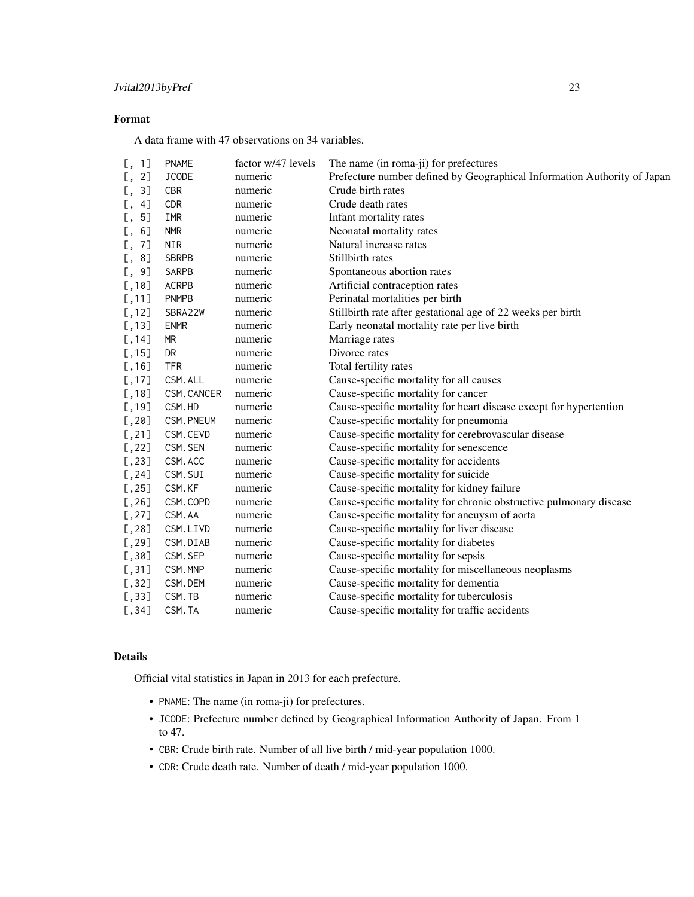## Format

A data frame with 47 observations on 34 variables.

| | | | |
|---|---|---|---|
| [, 1] | PNAME | factor w/47 levels | The name (in roma-ji) for prefectures |
| [, 2] | JCODE | numeric | Prefecture number defined by Geographical Information Authority of Japan |
| [, 3] | CBR | numeric | Crude birth rates |
| [, 4] | CDR | numeric | Crude death rates |
| [, 5] | IMR | numeric | Infant mortality rates |
| [, 6] | NMR | numeric | Neonatal mortality rates |
| [, 7] | NIR | numeric | Natural increase rates |
| [, 8] | SBRPB | numeric | Stillbirth rates |
| [, 9] | SARPB | numeric | Spontaneous abortion rates |
| [,10] | ACRPB | numeric | Artificial contraception rates |
| [,11] | PNMPB | numeric | Perinatal mortalities per birth |
| [,12] | SBRA22W | numeric | Stillbirth rate after gestational age of 22 weeks per birth |
| [,13] | ENMR | numeric | Early neonatal mortality rate per live birth |
| [,14] | MR | numeric | Marriage rates |
| [,15] | DR | numeric | Divorce rates |
| [,16] | TFR | numeric | Total fertility rates |
| [,17] | CSM.ALL | numeric | Cause-specific mortality for all causes |
| [,18] | CSM.CANCER | numeric | Cause-specific mortality for cancer |
| [,19] | CSM.HD | numeric | Cause-specific mortality for heart disease except for hypertention |
| [,20] | CSM.PNEUM | numeric | Cause-specific mortality for pneumonia |
| [,21] | CSM.CEVD | numeric | Cause-specific mortality for cerebrovascular disease |
| [,22] | CSM.SEN | numeric | Cause-specific mortality for senescence |
| [,23] | CSM.ACC | numeric | Cause-specific mortality for accidents |
| [,24] | CSM.SUI | numeric | Cause-specific mortality for suicide |
| [,25] | CSM.KF | numeric | Cause-specific mortality for kidney failure |
| [,26] | CSM.COPD | numeric | Cause-specific mortality for chronic obstructive pulmonary disease |
| [,27] | CSM.AA | numeric | Cause-specific mortality for aneuysm of aorta |
| [,28] | CSM.LIVD | numeric | Cause-specific mortality for liver disease |
| [,29] | CSM.DIAB | numeric | Cause-specific mortality for diabetes |
| [,30] | CSM.SEP | numeric | Cause-specific mortality for sepsis |
| [,31] | CSM.MNP | numeric | Cause-specific mortality for miscellaneous neoplasms |
| [,32] | CSM.DEM | numeric | Cause-specific mortality for dementia |
| [,33] | CSM.TB | numeric | Cause-specific mortality for tuberculosis |
| [,34] | CSM.TA | numeric | Cause-specific mortality for traffic accidents |

## Details

Official vital statistics in Japan in 2013 for each prefecture.

- PNAME: The name (in roma-ji) for prefectures.
- JCODE: Prefecture number defined by Geographical Information Authority of Japan. From 1 to 47.
- CBR: Crude birth rate. Number of all live birth / mid-year population 1000.
- CDR: Crude death rate. Number of death / mid-year population 1000.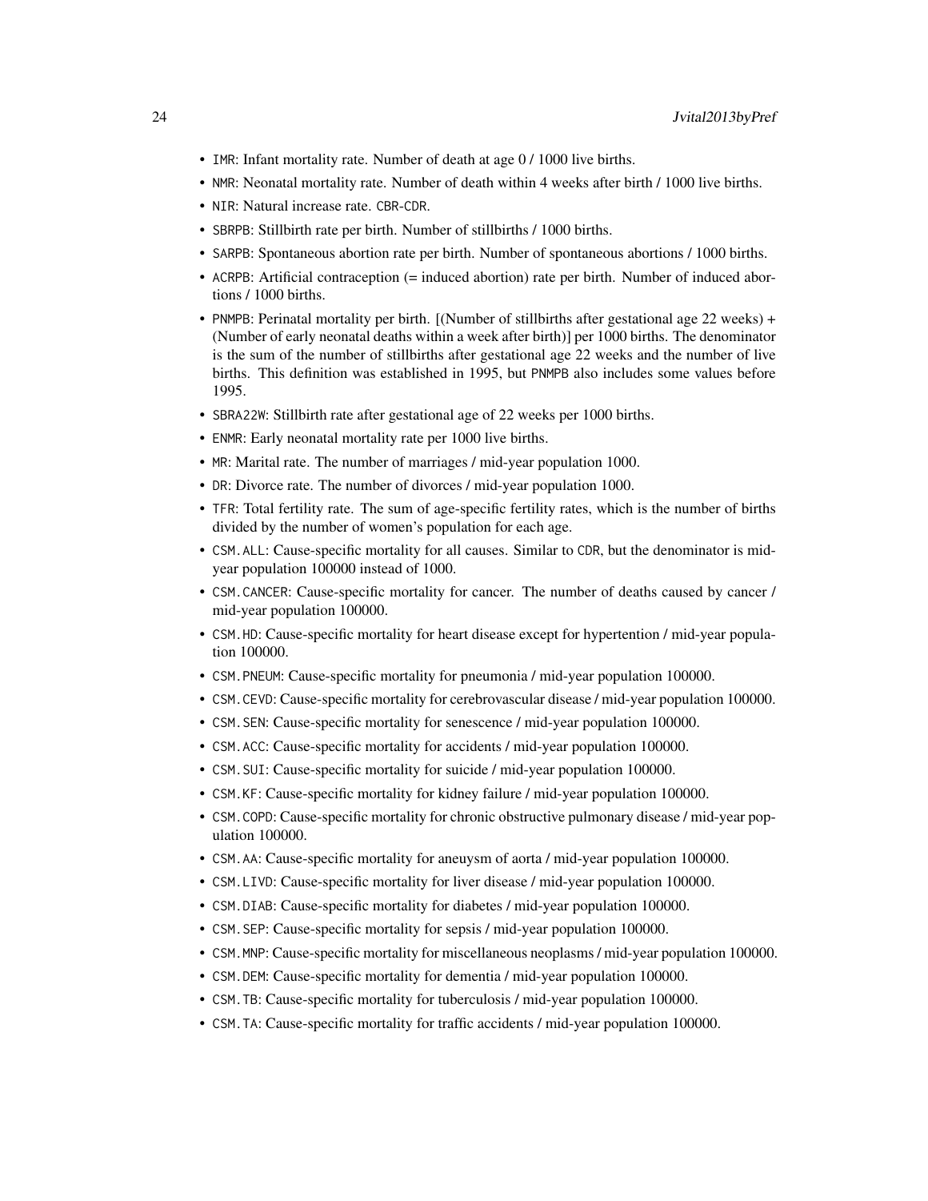- `IMR`: Infant mortality rate. Number of death at age 0 / 1000 live births.
- `NMR`: Neonatal mortality rate. Number of death within 4 weeks after birth / 1000 live births.
- `NIR`: Natural increase rate. `CBR`-`CDR`.
- `SBRPB`: Stillbirth rate per birth. Number of stillbirths / 1000 births.
- `SARPB`: Spontaneous abortion rate per birth. Number of spontaneous abortions / 1000 births.
- `ACRPB`: Artificial contraception (= induced abortion) rate per birth. Number of induced abortions / 1000 births.
- `PNMPB`: Perinatal mortality per birth. [(Number of stillbirths after gestational age 22 weeks) + (Number of early neonatal deaths within a week after birth)] per 1000 births. The denominator is the sum of the number of stillbirths after gestational age 22 weeks and the number of live births. This definition was established in 1995, but `PNMPB` also includes some values before 1995.
- `SBRA22W`: Stillbirth rate after gestational age of 22 weeks per 1000 births.
- `ENMR`: Early neonatal mortality rate per 1000 live births.
- `MR`: Marital rate. The number of marriages / mid-year population 1000.
- `DR`: Divorce rate. The number of divorces / mid-year population 1000.
- `TFR`: Total fertility rate. The sum of age-specific fertility rates, which is the number of births divided by the number of women's population for each age.
- `CSM.ALL`: Cause-specific mortality for all causes. Similar to `CDR`, but the denominator is mid-year population 100000 instead of 1000.
- `CSM.CANCER`: Cause-specific mortality for cancer. The number of deaths caused by cancer / mid-year population 100000.
- `CSM.HD`: Cause-specific mortality for heart disease except for hypertention / mid-year population 100000.
- `CSM.PNEUM`: Cause-specific mortality for pneumonia / mid-year population 100000.
- `CSM.CEVD`: Cause-specific mortality for cerebrovascular disease / mid-year population 100000.
- `CSM.SEN`: Cause-specific mortality for senescence / mid-year population 100000.
- `CSM.ACC`: Cause-specific mortality for accidents / mid-year population 100000.
- `CSM.SUI`: Cause-specific mortality for suicide / mid-year population 100000.
- `CSM.KF`: Cause-specific mortality for kidney failure / mid-year population 100000.
- `CSM.COPD`: Cause-specific mortality for chronic obstructive pulmonary disease / mid-year population 100000.
- `CSM.AA`: Cause-specific mortality for aneuysm of aorta / mid-year population 100000.
- `CSM.LIVD`: Cause-specific mortality for liver disease / mid-year population 100000.
- `CSM.DIAB`: Cause-specific mortality for diabetes / mid-year population 100000.
- `CSM.SEP`: Cause-specific mortality for sepsis / mid-year population 100000.
- `CSM.MNP`: Cause-specific mortality for miscellaneous neoplasms / mid-year population 100000.
- `CSM.DEM`: Cause-specific mortality for dementia / mid-year population 100000.
- `CSM.TB`: Cause-specific mortality for tuberculosis / mid-year population 100000.
- `CSM.TA`: Cause-specific mortality for traffic accidents / mid-year population 100000.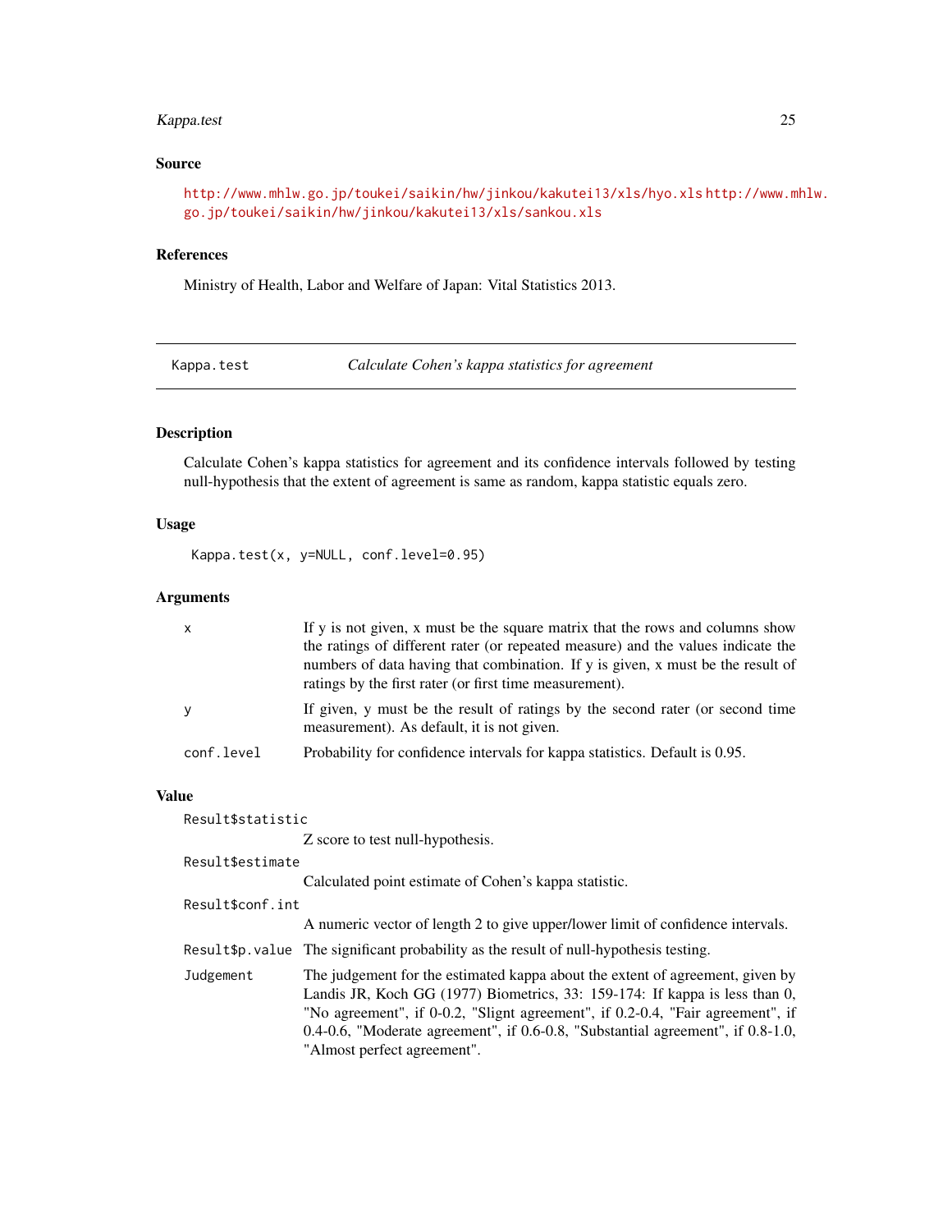## Source

http://www.mhlw.go.jp/toukei/saikin/hw/jinkou/kakutei13/xls/hyo.xls http://www.mhlw.go.jp/toukei/saikin/hw/jinkou/kakutei13/xls/sankou.xls

## References

Ministry of Health, Labor and Welfare of Japan: Vital Statistics 2013.

---

`Kappa.test` *Calculate Cohen's kappa statistics for agreement*

---

## Description

Calculate Cohen's kappa statistics for agreement and its confidence intervals followed by testing null-hypothesis that the extent of agreement is same as random, kappa statistic equals zero.

## Usage

```
Kappa.test(x, y=NULL, conf.level=0.95)
```

## Arguments

| | |
|---|---|
| `x` | If y is not given, x must be the square matrix that the rows and columns show the ratings of different rater (or repeated measure) and the values indicate the numbers of data having that combination. If y is given, x must be the result of ratings by the first rater (or first time measurement). |
| `y` | If given, y must be the result of ratings by the second rater (or second time measurement). As default, it is not given. |
| `conf.level` | Probability for confidence intervals for kappa statistics. Default is 0.95. |

## Value

| | |
|---|---|
| `Result$statistic` | Z score to test null-hypothesis. |
| `Result$estimate` | Calculated point estimate of Cohen's kappa statistic. |
| `Result$conf.int` | A numeric vector of length 2 to give upper/lower limit of confidence intervals. |
| `Result$p.value` | The significant probability as the result of null-hypothesis testing. |
| `Judgement` | The judgement for the estimated kappa about the extent of agreement, given by Landis JR, Koch GG (1977) Biometrics, 33: 159-174: If kappa is less than 0, "No agreement", if 0-0.2, "Slignt agreement", if 0.2-0.4, "Fair agreement", if 0.4-0.6, "Moderate agreement", if 0.6-0.8, "Substantial agreement", if 0.8-1.0, "Almost perfect agreement". |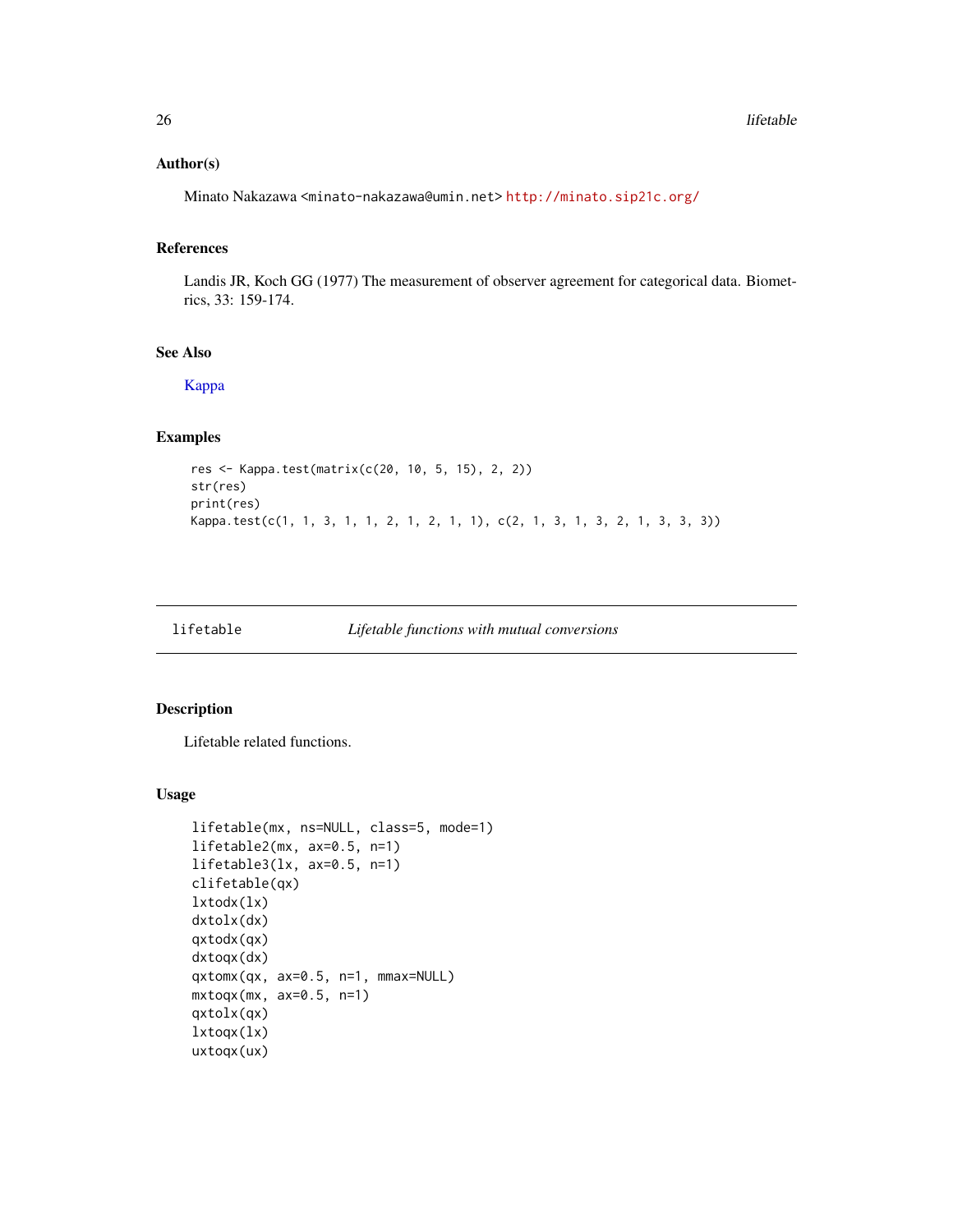### Author(s)

Minato Nakazawa <minato-nakazawa@umin.net> http://minato.sip21c.org/

### References

Landis JR, Koch GG (1977) The measurement of observer agreement for categorical data. Biometrics, 33: 159-174.

### See Also

Kappa

### Examples

```
res <- Kappa.test(matrix(c(20, 10, 5, 15), 2, 2))
str(res)
print(res)
Kappa.test(c(1, 1, 3, 1, 1, 2, 1, 2, 1, 1), c(2, 1, 3, 1, 3, 2, 1, 3, 3, 3))
```

---

## lifetable &nbsp;&nbsp;&nbsp;&nbsp; *Lifetable functions with mutual conversions*

### Description

Lifetable related functions.

### Usage

```
lifetable(mx, ns=NULL, class=5, mode=1)
lifetable2(mx, ax=0.5, n=1)
lifetable3(lx, ax=0.5, n=1)
clifetable(qx)
lxtodx(lx)
dxtolx(dx)
qxtodx(qx)
dxtoqx(dx)
qxtomx(qx, ax=0.5, n=1, mmax=NULL)
mxtoqx(mx, ax=0.5, n=1)
qxtolx(qx)
lxtoqx(lx)
uxtoqx(ux)
```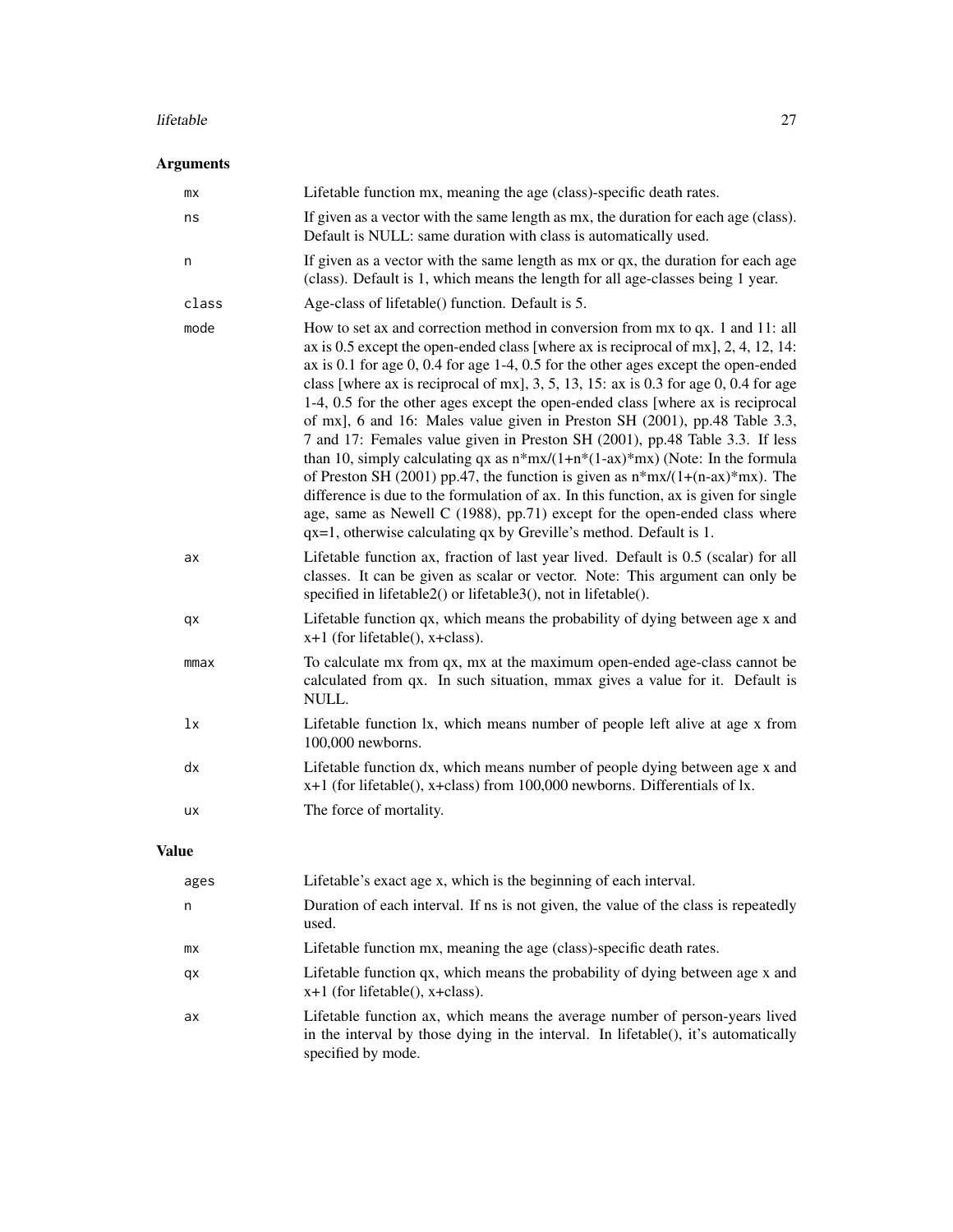## Arguments

| | |
|---|---|
| `mx` | Lifetable function mx, meaning the age (class)-specific death rates. |
| `ns` | If given as a vector with the same length as mx, the duration for each age (class). Default is NULL: same duration with class is automatically used. |
| `n` | If given as a vector with the same length as mx or qx, the duration for each age (class). Default is 1, which means the length for all age-classes being 1 year. |
| `class` | Age-class of lifetable() function. Default is 5. |
| `mode` | How to set ax and correction method in conversion from mx to qx. 1 and 11: all ax is 0.5 except the open-ended class [where ax is reciprocal of mx], 2, 4, 12, 14: ax is 0.1 for age 0, 0.4 for age 1-4, 0.5 for the other ages except the open-ended class [where ax is reciprocal of mx], 3, 5, 13, 15: ax is 0.3 for age 0, 0.4 for age 1-4, 0.5 for the other ages except the open-ended class [where ax is reciprocal of mx], 6 and 16: Males value given in Preston SH (2001), pp.48 Table 3.3, 7 and 17: Females value given in Preston SH (2001), pp.48 Table 3.3. If less than 10, simply calculating qx as n*mx/(1+n*(1-ax)*mx) (Note: In the formula of Preston SH (2001) pp.47, the function is given as n*mx/(1+(n-ax)*mx). The difference is due to the formulation of ax. In this function, ax is given for single age, same as Newell C (1988), pp.71) except for the open-ended class where qx=1, otherwise calculating qx by Greville's method. Default is 1. |
| `ax` | Lifetable function ax, fraction of last year lived. Default is 0.5 (scalar) for all classes. It can be given as scalar or vector. Note: This argument can only be specified in lifetable2() or lifetable3(), not in lifetable(). |
| `qx` | Lifetable function qx, which means the probability of dying between age x and x+1 (for lifetable(), x+class). |
| `mmax` | To calculate mx from qx, mx at the maximum open-ended age-class cannot be calculated from qx. In such situation, mmax gives a value for it. Default is NULL. |
| `lx` | Lifetable function lx, which means number of people left alive at age x from 100,000 newborns. |
| `dx` | Lifetable function dx, which means number of people dying between age x and x+1 (for lifetable(), x+class) from 100,000 newborns. Differentials of lx. |
| `ux` | The force of mortality. |

## Value

| | |
|---|---|
| `ages` | Lifetable's exact age x, which is the beginning of each interval. |
| `n` | Duration of each interval. If ns is not given, the value of the class is repeatedly used. |
| `mx` | Lifetable function mx, meaning the age (class)-specific death rates. |
| `qx` | Lifetable function qx, which means the probability of dying between age x and x+1 (for lifetable(), x+class). |
| `ax` | Lifetable function ax, which means the average number of person-years lived in the interval by those dying in the interval. In lifetable(), it's automatically specified by mode. |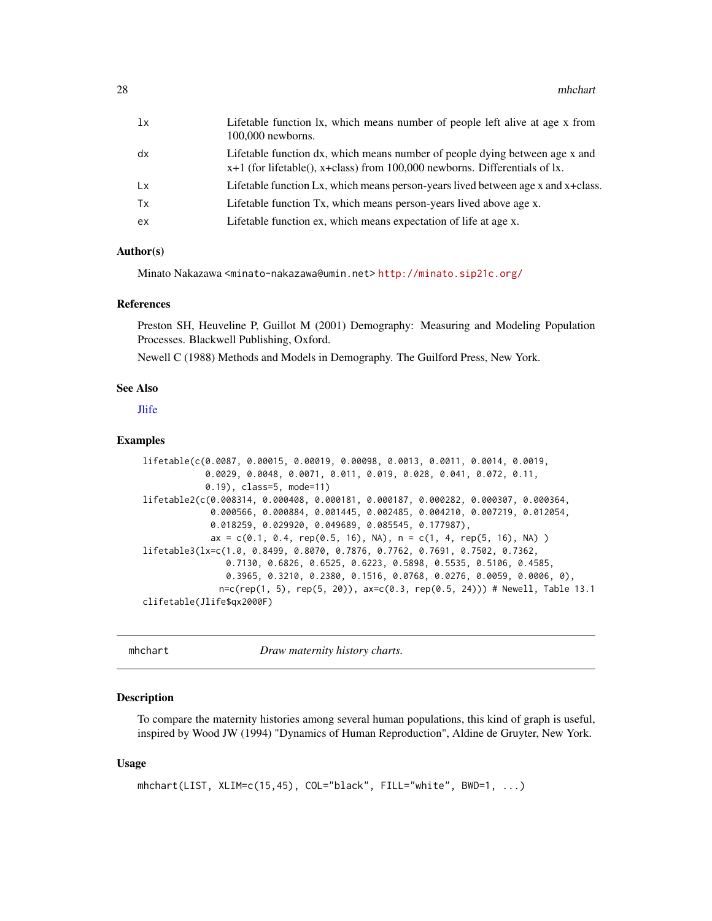| | |
|---|---|
| lx | Lifetable function lx, which means number of people left alive at age x from 100,000 newborns. |
| dx | Lifetable function dx, which means number of people dying between age x and x+1 (for lifetable(), x+class) from 100,000 newborns. Differentials of lx. |
| Lx | Lifetable function Lx, which means person-years lived between age x and x+class. |
| Tx | Lifetable function Tx, which means person-years lived above age x. |
| ex | Lifetable function ex, which means expectation of life at age x. |

### Author(s)

Minato Nakazawa <minato-nakazawa@umin.net> http://minato.sip21c.org/

### References

Preston SH, Heuveline P, Guillot M (2001) Demography: Measuring and Modeling Population Processes. Blackwell Publishing, Oxford.

Newell C (1988) Methods and Models in Demography. The Guilford Press, New York.

### See Also

Jlife

### Examples

```
lifetable(c(0.0087, 0.00015, 0.00019, 0.00098, 0.0013, 0.0011, 0.0014, 0.0019,
            0.0029, 0.0048, 0.0071, 0.011, 0.019, 0.028, 0.041, 0.072, 0.11,
            0.19), class=5, mode=11)
lifetable2(c(0.008314, 0.000408, 0.000181, 0.000187, 0.000282, 0.000307, 0.000364,
             0.000566, 0.000884, 0.001445, 0.002485, 0.004210, 0.007219, 0.012054,
             0.018259, 0.029920, 0.049689, 0.085545, 0.177987),
             ax = c(0.1, 0.4, rep(0.5, 16), NA), n = c(1, 4, rep(5, 16), NA) )
lifetable3(lx=c(1.0, 0.8499, 0.8070, 0.7876, 0.7762, 0.7691, 0.7502, 0.7362,
                0.7130, 0.6826, 0.6525, 0.6223, 0.5898, 0.5535, 0.5106, 0.4585,
                0.3965, 0.3210, 0.2380, 0.1516, 0.0768, 0.0276, 0.0059, 0.0006, 0),
               n=c(rep(1, 5), rep(5, 20)), ax=c(0.3, rep(0.5, 24))) # Newell, Table 13.1
clifetable(Jlife$qx2000F)
```

---

## mhchart — *Draw maternity history charts.*

---

### Description

To compare the maternity histories among several human populations, this kind of graph is useful, inspired by Wood JW (1994) "Dynamics of Human Reproduction", Aldine de Gruyter, New York.

### Usage

```
mhchart(LIST, XLIM=c(15,45), COL="black", FILL="white", BWD=1, ...)
```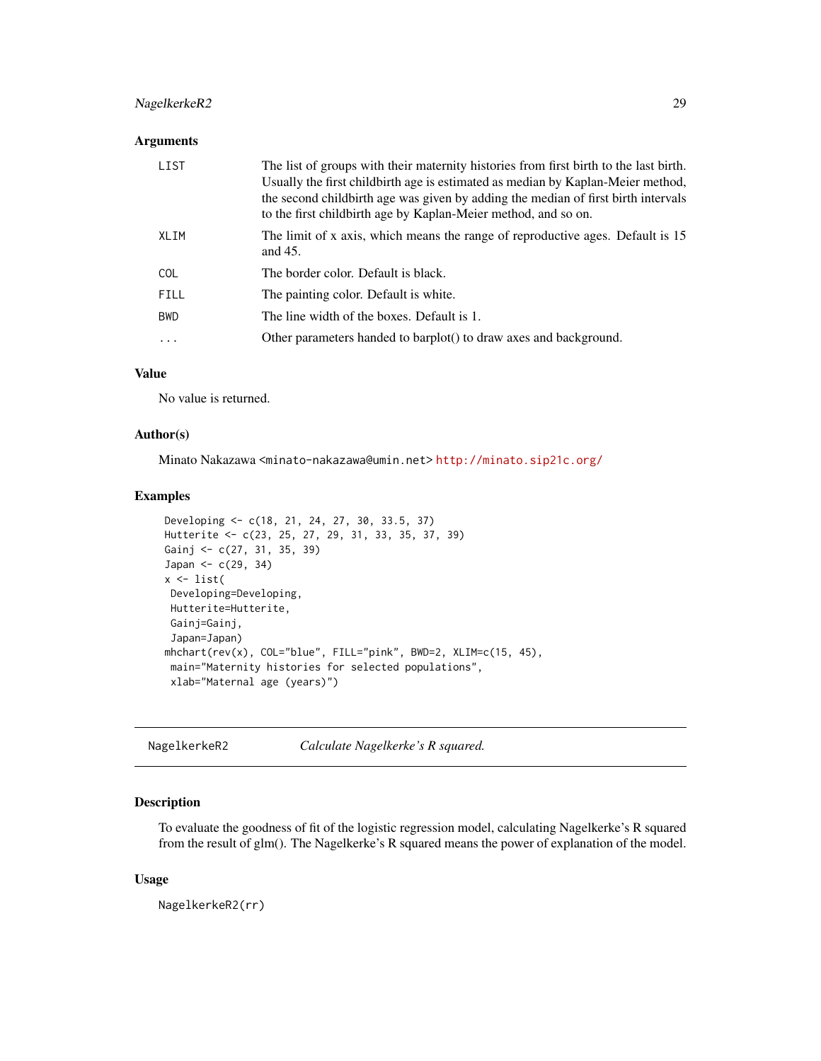### Arguments

| | |
|---|---|
| `LIST` | The list of groups with their maternity histories from first birth to the last birth. Usually the first childbirth age is estimated as median by Kaplan-Meier method, the second childbirth age was given by adding the median of first birth intervals to the first childbirth age by Kaplan-Meier method, and so on. |
| `XLIM` | The limit of x axis, which means the range of reproductive ages. Default is 15 and 45. |
| `COL` | The border color. Default is black. |
| `FILL` | The painting color. Default is white. |
| `BWD` | The line width of the boxes. Default is 1. |
| `...` | Other parameters handed to barplot() to draw axes and background. |

### Value

No value is returned.

### Author(s)

Minato Nakazawa <minato-nakazawa@umin.net> http://minato.sip21c.org/

### Examples

```
 Developing <- c(18, 21, 24, 27, 30, 33.5, 37)
 Hutterite <- c(23, 25, 27, 29, 31, 33, 35, 37, 39)
 Gainj <- c(27, 31, 35, 39)
 Japan <- c(29, 34)
 x <- list(
  Developing=Developing,
  Hutterite=Hutterite,
  Gainj=Gainj,
  Japan=Japan)
 mhchart(rev(x), COL="blue", FILL="pink", BWD=2, XLIM=c(15, 45),
  main="Maternity histories for selected populations",
  xlab="Maternal age (years)")
```

---

## NagelkerkeR2 — *Calculate Nagelkerke's R squared.*

### Description

To evaluate the goodness of fit of the logistic regression model, calculating Nagelkerke's R squared from the result of glm(). The Nagelkerke's R squared means the power of explanation of the model.

### Usage

```
NagelkerkeR2(rr)
```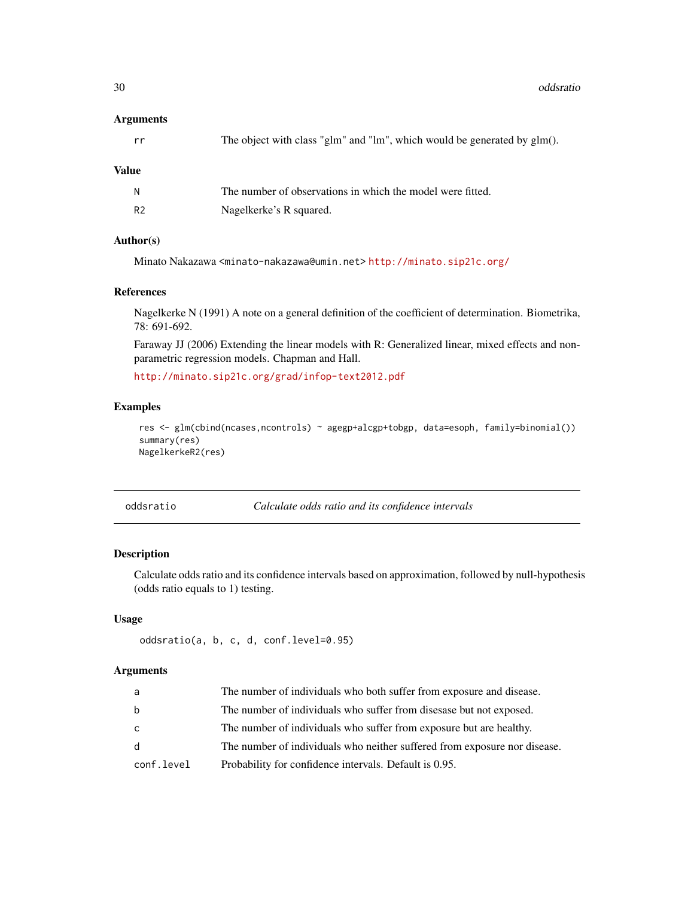### Arguments

| | |
|---|---|
| rr | The object with class "glm" and "lm", which would be generated by glm(). |

### Value

| | |
|---|---|
| N | The number of observations in which the model were fitted. |
| R2 | Nagelkerke's R squared. |

### Author(s)

Minato Nakazawa <minato-nakazawa@umin.net> http://minato.sip21c.org/

### References

Nagelkerke N (1991) A note on a general definition of the coefficient of determination. Biometrika, 78: 691-692.

Faraway JJ (2006) Extending the linear models with R: Generalized linear, mixed effects and nonparametric regression models. Chapman and Hall.

http://minato.sip21c.org/grad/infop-text2012.pdf

### Examples

```
res <- glm(cbind(ncases,ncontrols) ~ agegp+alcgp+tobgp, data=esoph, family=binomial())
summary(res)
NagelkerkeR2(res)
```

---

## oddsratio — *Calculate odds ratio and its confidence intervals*

---

### Description

Calculate odds ratio and its confidence intervals based on approximation, followed by null-hypothesis (odds ratio equals to 1) testing.

### Usage

```
oddsratio(a, b, c, d, conf.level=0.95)
```

### Arguments

| | |
|---|---|
| a | The number of individuals who both suffer from exposure and disease. |
| b | The number of individuals who suffer from disesase but not exposed. |
| c | The number of individuals who suffer from exposure but are healthy. |
| d | The number of individuals who neither suffered from exposure nor disease. |
| conf.level | Probability for confidence intervals. Default is 0.95. |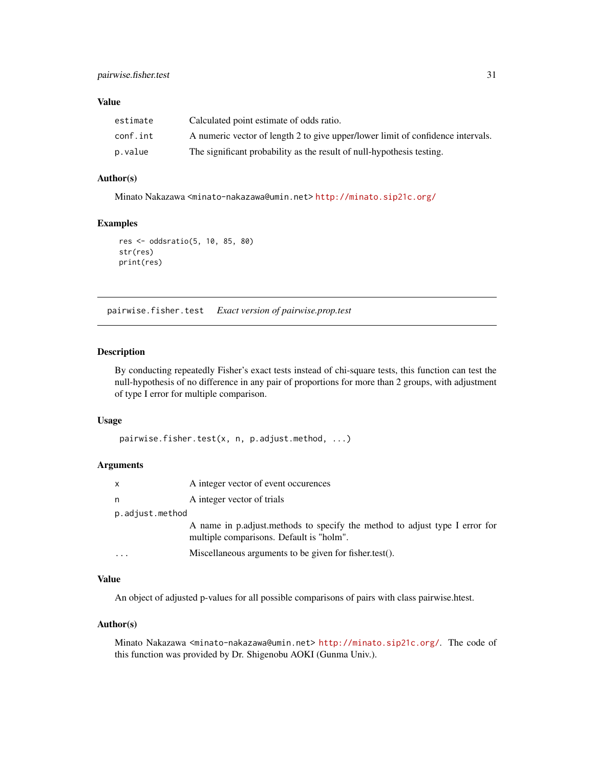### Value

| | |
|---|---|
| `estimate` | Calculated point estimate of odds ratio. |
| `conf.int` | A numeric vector of length 2 to give upper/lower limit of confidence intervals. |
| `p.value` | The significant probability as the result of null-hypothesis testing. |

### Author(s)

Minato Nakazawa <minato-nakazawa@umin.net> http://minato.sip21c.org/

### Examples

```
res <- oddsratio(5, 10, 85, 80)
str(res)
print(res)
```

---

## pairwise.fisher.test *Exact version of pairwise.prop.test*

---

### Description

By conducting repeatedly Fisher's exact tests instead of chi-square tests, this function can test the null-hypothesis of no difference in any pair of proportions for more than 2 groups, with adjustment of type I error for multiple comparison.

### Usage

```
pairwise.fisher.test(x, n, p.adjust.method, ...)
```

### Arguments

| | |
|---|---|
| `x` | A integer vector of event occurences |
| `n` | A integer vector of trials |
| `p.adjust.method` | A name in p.adjust.methods to specify the method to adjust type I error for multiple comparisons. Default is "holm". |
| `...` | Miscellaneous arguments to be given for fisher.test(). |

### Value

An object of adjusted p-values for all possible comparisons of pairs with class pairwise.htest.

### Author(s)

Minato Nakazawa <minato-nakazawa@umin.net> http://minato.sip21c.org/. The code of this function was provided by Dr. Shigenobu AOKI (Gunma Univ.).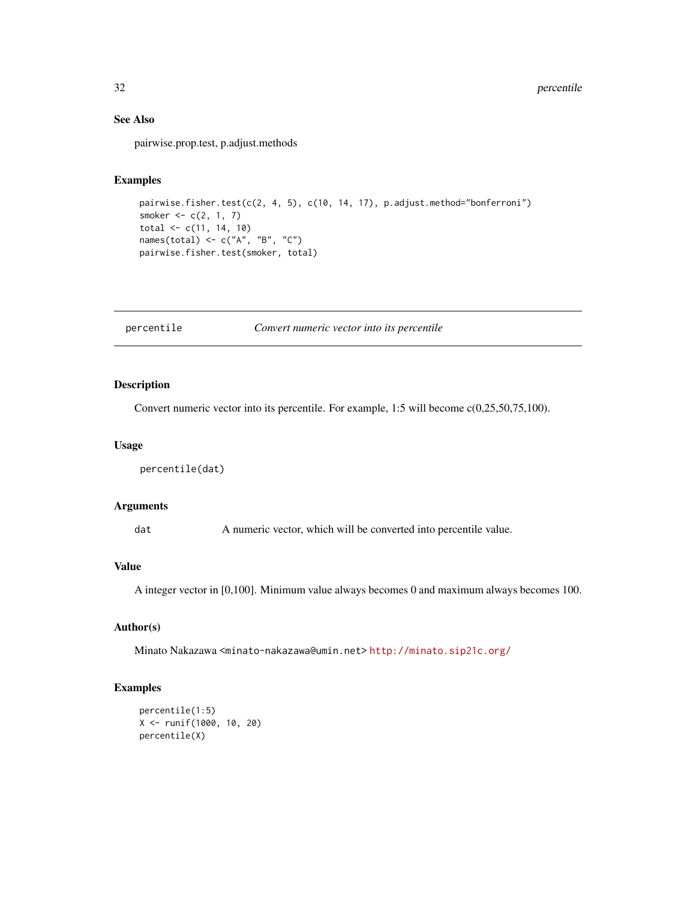### See Also

pairwise.prop.test, p.adjust.methods

### Examples

```
pairwise.fisher.test(c(2, 4, 5), c(10, 14, 17), p.adjust.method="bonferroni")
smoker <- c(2, 1, 7)
total <- c(11, 14, 10)
names(total) <- c("A", "B", "C")
pairwise.fisher.test(smoker, total)
```

---

## percentile — *Convert numeric vector into its percentile*

---

### Description

Convert numeric vector into its percentile. For example, 1:5 will become c(0,25,50,75,100).

### Usage

```
percentile(dat)
```

### Arguments

| | |
|---|---|
| `dat` | A numeric vector, which will be converted into percentile value. |

### Value

A integer vector in [0,100]. Minimum value always becomes 0 and maximum always becomes 100.

### Author(s)

Minato Nakazawa <minato-nakazawa@umin.net> http://minato.sip21c.org/

### Examples

```
percentile(1:5)
X <- runif(1000, 10, 20)
percentile(X)
```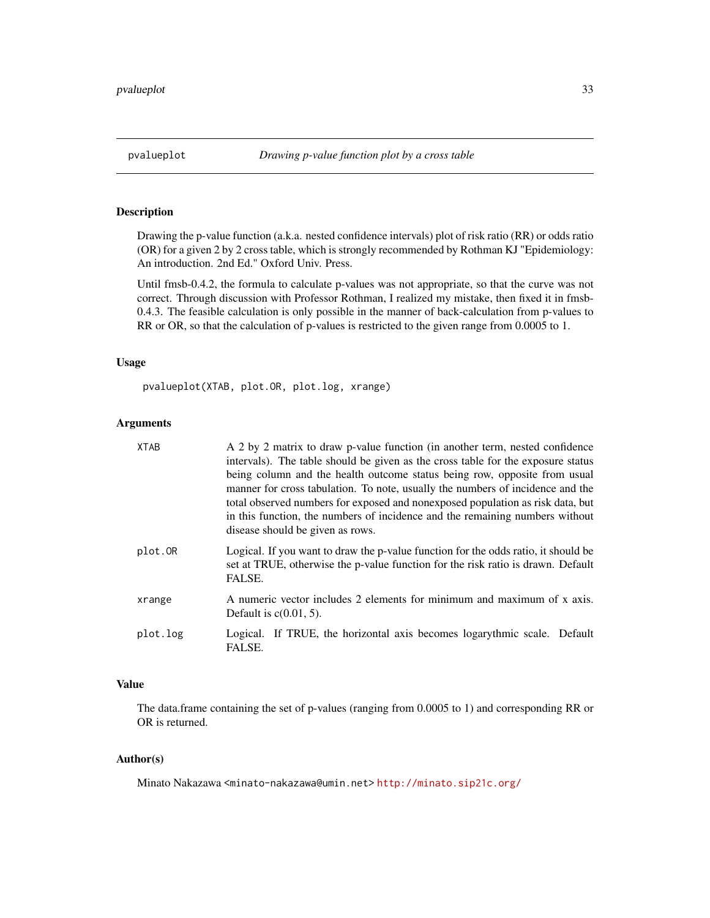## pvalueplot *Drawing p-value function plot by a cross table*

### Description

Drawing the p-value function (a.k.a. nested confidence intervals) plot of risk ratio (RR) or odds ratio (OR) for a given 2 by 2 cross table, which is strongly recommended by Rothman KJ "Epidemiology: An introduction. 2nd Ed." Oxford Univ. Press.

Until fmsb-0.4.2, the formula to calculate p-values was not appropriate, so that the curve was not correct. Through discussion with Professor Rothman, I realized my mistake, then fixed it in fmsb-0.4.3. The feasible calculation is only possible in the manner of back-calculation from p-values to RR or OR, so that the calculation of p-values is restricted to the given range from 0.0005 to 1.

### Usage

```
pvalueplot(XTAB, plot.OR, plot.log, xrange)
```

### Arguments

| | |
|---|---|
| `XTAB` | A 2 by 2 matrix to draw p-value function (in another term, nested confidence intervals). The table should be given as the cross table for the exposure status being column and the health outcome status being row, opposite from usual manner for cross tabulation. To note, usually the numbers of incidence and the total observed numbers for exposed and nonexposed population as risk data, but in this function, the numbers of incidence and the remaining numbers without disease should be given as rows. |
| `plot.OR` | Logical. If you want to draw the p-value function for the odds ratio, it should be set at TRUE, otherwise the p-value function for the risk ratio is drawn. Default FALSE. |
| `xrange` | A numeric vector includes 2 elements for minimum and maximum of x axis. Default is c(0.01, 5). |
| `plot.log` | Logical. If TRUE, the horizontal axis becomes logarythmic scale. Default FALSE. |

### Value

The data.frame containing the set of p-values (ranging from 0.0005 to 1) and corresponding RR or OR is returned.

### Author(s)

Minato Nakazawa <minato-nakazawa@umin.net> http://minato.sip21c.org/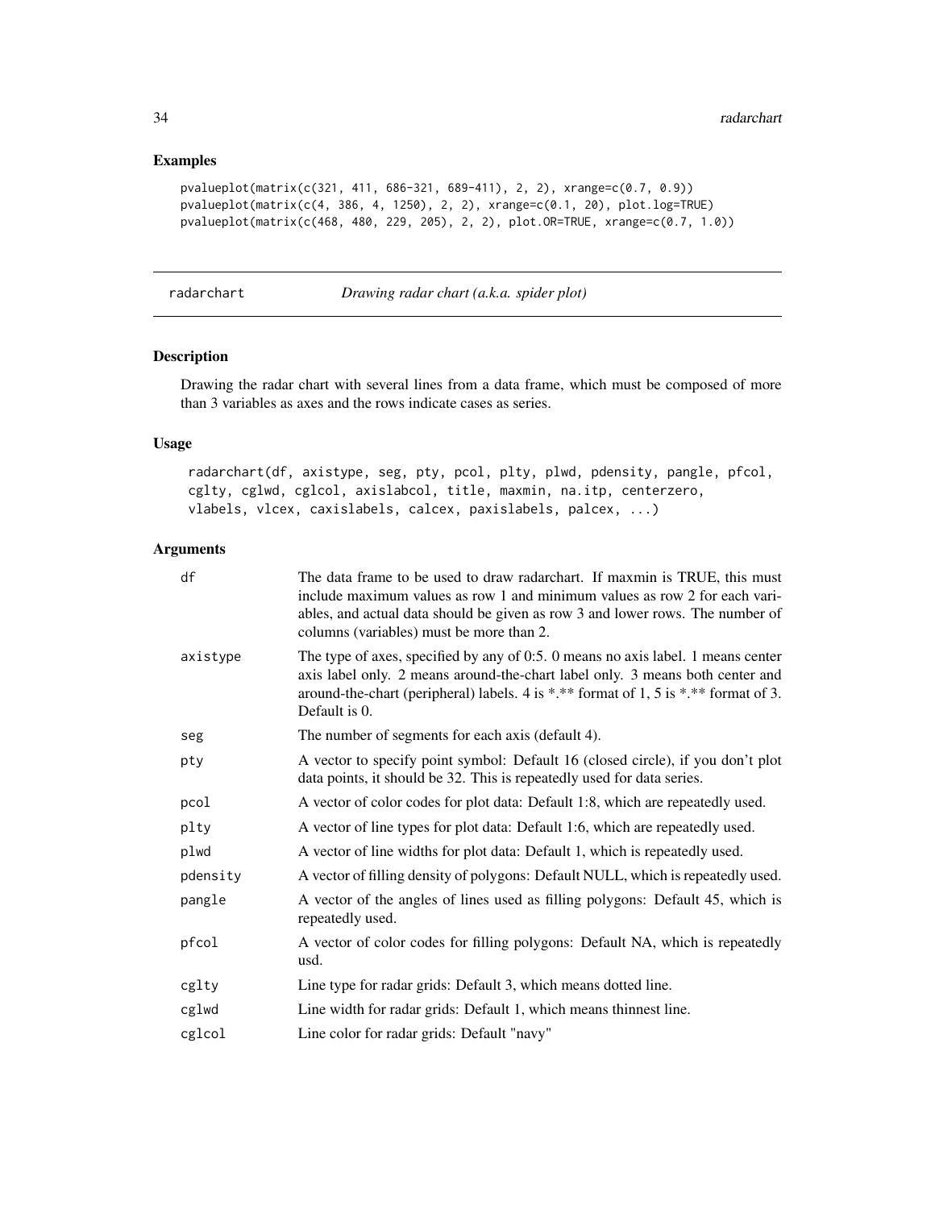## Examples

```
pvalueplot(matrix(c(321, 411, 686-321, 689-411), 2, 2), xrange=c(0.7, 0.9))
pvalueplot(matrix(c(4, 386, 4, 1250), 2, 2), xrange=c(0.1, 20), plot.log=TRUE)
pvalueplot(matrix(c(468, 480, 229, 205), 2, 2), plot.OR=TRUE, xrange=c(0.7, 1.0))
```

---

# radarchart — *Drawing radar chart (a.k.a. spider plot)*

---

## Description

Drawing the radar chart with several lines from a data frame, which must be composed of more than 3 variables as axes and the rows indicate cases as series.

## Usage

```
radarchart(df, axistype, seg, pty, pcol, plty, plwd, pdensity, pangle, pfcol,
cglty, cglwd, cglcol, axislabcol, title, maxmin, na.itp, centerzero,
vlabels, vlcex, caxislabels, calcex, paxislabels, palcex, ...)
```

## Arguments

| | |
|---|---|
| df | The data frame to be used to draw radarchart. If maxmin is TRUE, this must include maximum values as row 1 and minimum values as row 2 for each variables, and actual data should be given as row 3 and lower rows. The number of columns (variables) must be more than 2. |
| axistype | The type of axes, specified by any of 0:5. 0 means no axis label. 1 means center axis label only. 2 means around-the-chart label only. 3 means both center and around-the-chart (peripheral) labels. 4 is *.** format of 1, 5 is *.** format of 3. Default is 0. |
| seg | The number of segments for each axis (default 4). |
| pty | A vector to specify point symbol: Default 16 (closed circle), if you don't plot data points, it should be 32. This is repeatedly used for data series. |
| pcol | A vector of color codes for plot data: Default 1:8, which are repeatedly used. |
| plty | A vector of line types for plot data: Default 1:6, which are repeatedly used. |
| plwd | A vector of line widths for plot data: Default 1, which is repeatedly used. |
| pdensity | A vector of filling density of polygons: Default NULL, which is repeatedly used. |
| pangle | A vector of the angles of lines used as filling polygons: Default 45, which is repeatedly used. |
| pfcol | A vector of color codes for filling polygons: Default NA, which is repeatedly usd. |
| cglty | Line type for radar grids: Default 3, which means dotted line. |
| cglwd | Line width for radar grids: Default 1, which means thinnest line. |
| cglcol | Line color for radar grids: Default "navy" |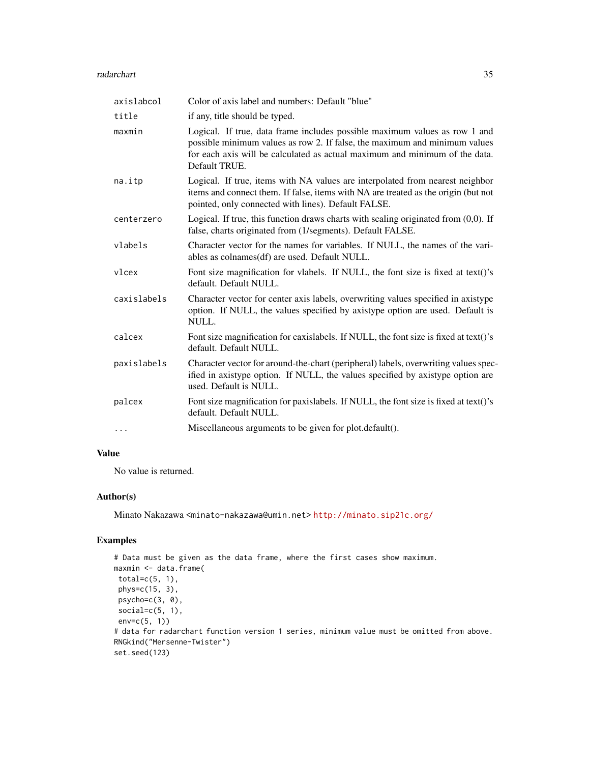| | |
|---|---|
| axislabcol | Color of axis label and numbers: Default "blue" |
| title | if any, title should be typed. |
| maxmin | Logical. If true, data frame includes possible maximum values as row 1 and possible minimum values as row 2. If false, the maximum and minimum values for each axis will be calculated as actual maximum and minimum of the data. Default TRUE. |
| na.itp | Logical. If true, items with NA values are interpolated from nearest neighbor items and connect them. If false, items with NA are treated as the origin (but not pointed, only connected with lines). Default FALSE. |
| centerzero | Logical. If true, this function draws charts with scaling originated from (0,0). If false, charts originated from (1/segments). Default FALSE. |
| vlabels | Character vector for the names for variables. If NULL, the names of the variables as colnames(df) are used. Default NULL. |
| vlcex | Font size magnification for vlabels. If NULL, the font size is fixed at text()'s default. Default NULL. |
| caxislabels | Character vector for center axis labels, overwriting values specified in axistype option. If NULL, the values specified by axistype option are used. Default is NULL. |
| calcex | Font size magnification for caxislabels. If NULL, the font size is fixed at text()'s default. Default NULL. |
| paxislabels | Character vector for around-the-chart (peripheral) labels, overwriting values specified in axistype option. If NULL, the values specified by axistype option are used. Default is NULL. |
| palcex | Font size magnification for paxislabels. If NULL, the font size is fixed at text()'s default. Default NULL. |
| ... | Miscellaneous arguments to be given for plot.default(). |

## Value

No value is returned.

## Author(s)

Minato Nakazawa <minato-nakazawa@umin.net> http://minato.sip21c.org/

## Examples

```
# Data must be given as the data frame, where the first cases show maximum.
maxmin <- data.frame(
 total=c(5, 1),
 phys=c(15, 3),
 psycho=c(3, 0),
 social=c(5, 1),
 env=c(5, 1))
# data for radarchart function version 1 series, minimum value must be omitted from above.
RNGkind("Mersenne-Twister")
set.seed(123)
```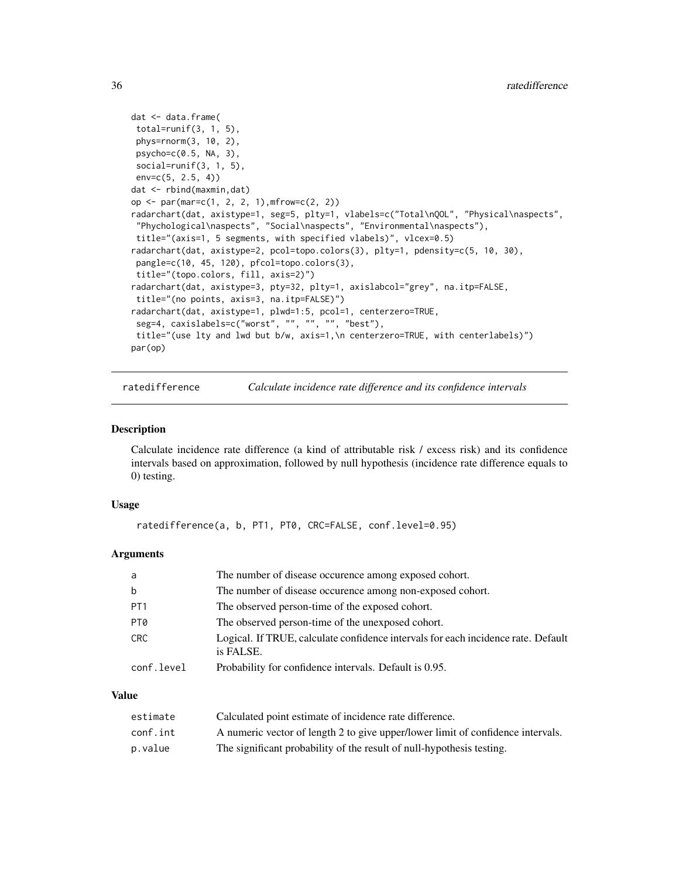```
dat <- data.frame(
 total=runif(3, 1, 5),
 phys=rnorm(3, 10, 2),
 psycho=c(0.5, NA, 3),
 social=runif(3, 1, 5),
 env=c(5, 2.5, 4))
dat <- rbind(maxmin,dat)
op <- par(mar=c(1, 2, 2, 1),mfrow=c(2, 2))
radarchart(dat, axistype=1, seg=5, plty=1, vlabels=c("Total\nQOL", "Physical\naspects",
 "Phychological\naspects", "Social\naspects", "Environmental\naspects"),
 title="(axis=1, 5 segments, with specified vlabels)", vlcex=0.5)
radarchart(dat, axistype=2, pcol=topo.colors(3), plty=1, pdensity=c(5, 10, 30),
 pangle=c(10, 45, 120), pfcol=topo.colors(3),
 title="(topo.colors, fill, axis=2)")
radarchart(dat, axistype=3, pty=32, plty=1, axislabcol="grey", na.itp=FALSE,
 title="(no points, axis=3, na.itp=FALSE)")
radarchart(dat, axistype=1, plwd=1:5, pcol=1, centerzero=TRUE,
 seg=4, caxislabels=c("worst", "", "", "", "best"),
 title="(use lty and lwd but b/w, axis=1,\n centerzero=TRUE, with centerlabels)")
par(op)
```

---

`ratedifference` *Calculate incidence rate difference and its confidence intervals*

---

### Description

Calculate incidence rate difference (a kind of attributable risk / excess risk) and its confidence intervals based on approximation, followed by null hypothesis (incidence rate difference equals to 0) testing.

### Usage

```
ratedifference(a, b, PT1, PT0, CRC=FALSE, conf.level=0.95)
```

### Arguments

| | |
|---|---|
| `a` | The number of disease occurence among exposed cohort. |
| `b` | The number of disease occurence among non-exposed cohort. |
| `PT1` | The observed person-time of the exposed cohort. |
| `PT0` | The observed person-time of the unexposed cohort. |
| `CRC` | Logical. If TRUE, calculate confidence intervals for each incidence rate. Default is FALSE. |
| `conf.level` | Probability for confidence intervals. Default is 0.95. |

### Value

| | |
|---|---|
| `estimate` | Calculated point estimate of incidence rate difference. |
| `conf.int` | A numeric vector of length 2 to give upper/lower limit of confidence intervals. |
| `p.value` | The significant probability of the result of null-hypothesis testing. |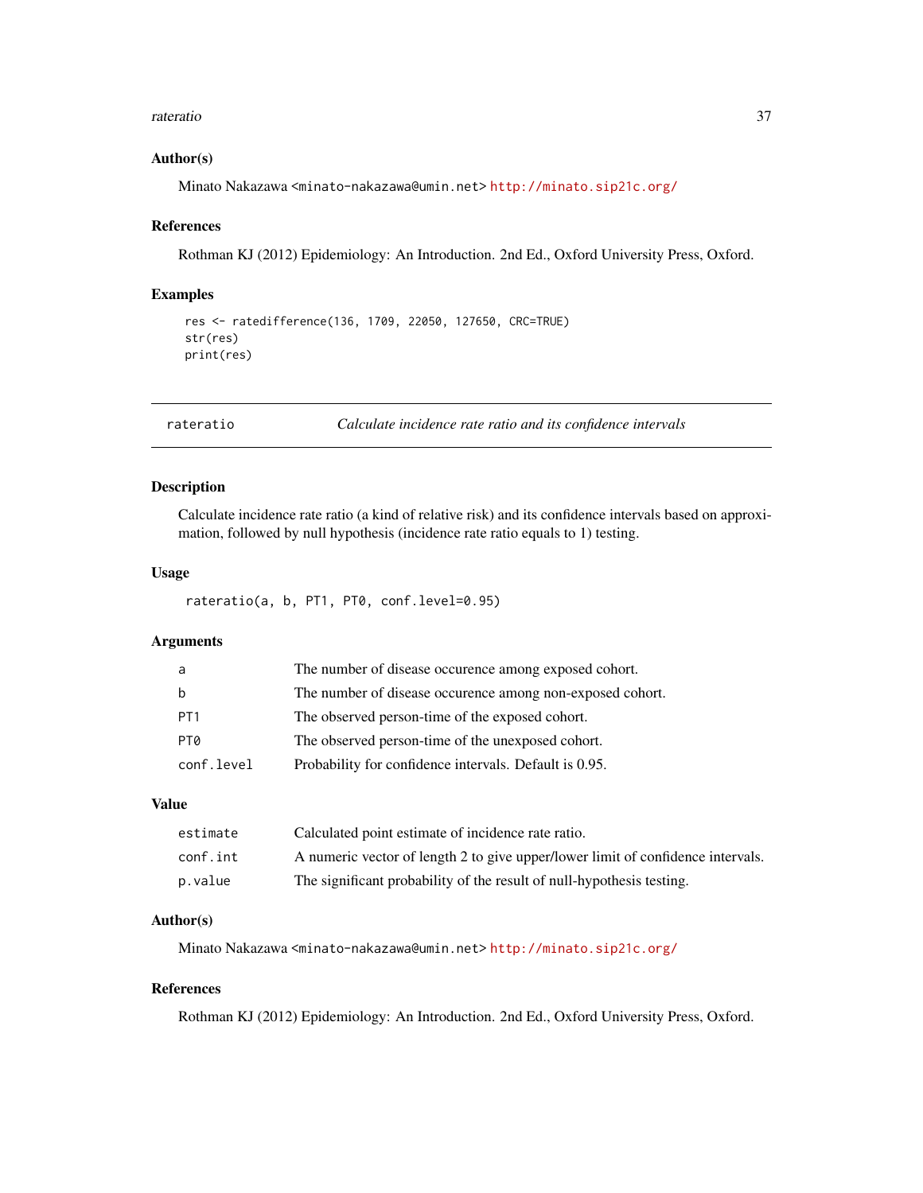### Author(s)

Minato Nakazawa <minato-nakazawa@umin.net> http://minato.sip21c.org/

### References

Rothman KJ (2012) Epidemiology: An Introduction. 2nd Ed., Oxford University Press, Oxford.

### Examples

```
res <- ratedifference(136, 1709, 22050, 127650, CRC=TRUE)
str(res)
print(res)
```

---

## rateratio — *Calculate incidence rate ratio and its confidence intervals*

### Description

Calculate incidence rate ratio (a kind of relative risk) and its confidence intervals based on approximation, followed by null hypothesis (incidence rate ratio equals to 1) testing.

### Usage

```
rateratio(a, b, PT1, PT0, conf.level=0.95)
```

### Arguments

| | |
|---|---|
| `a` | The number of disease occurence among exposed cohort. |
| `b` | The number of disease occurence among non-exposed cohort. |
| `PT1` | The observed person-time of the exposed cohort. |
| `PT0` | The observed person-time of the unexposed cohort. |
| `conf.level` | Probability for confidence intervals. Default is 0.95. |

### Value

| | |
|---|---|
| `estimate` | Calculated point estimate of incidence rate ratio. |
| `conf.int` | A numeric vector of length 2 to give upper/lower limit of confidence intervals. |
| `p.value` | The significant probability of the result of null-hypothesis testing. |

### Author(s)

Minato Nakazawa <minato-nakazawa@umin.net> http://minato.sip21c.org/

### References

Rothman KJ (2012) Epidemiology: An Introduction. 2nd Ed., Oxford University Press, Oxford.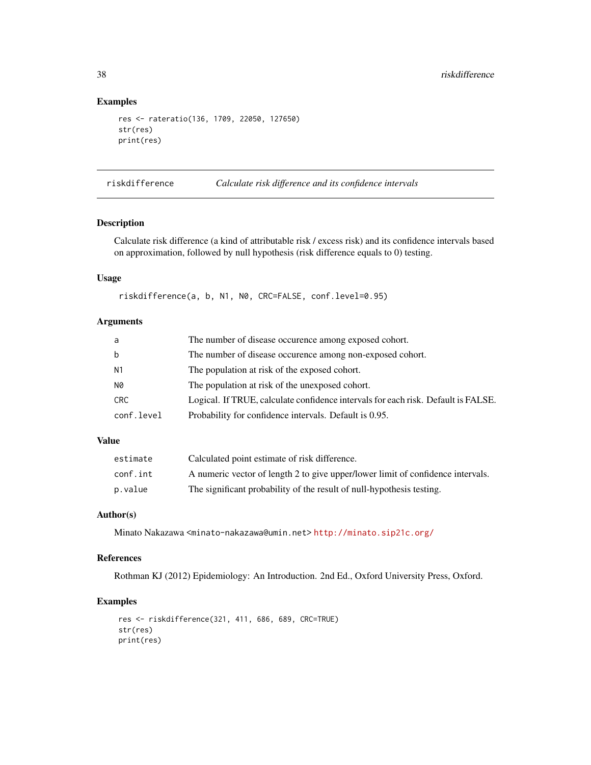## Examples

```
res <- rateratio(136, 1709, 22050, 127650)
str(res)
print(res)
```

---

# riskdifference — *Calculate risk difference and its confidence intervals*

## Description

Calculate risk difference (a kind of attributable risk / excess risk) and its confidence intervals based on approximation, followed by null hypothesis (risk difference equals to 0) testing.

## Usage

```
riskdifference(a, b, N1, N0, CRC=FALSE, conf.level=0.95)
```

## Arguments

| | |
|---|---|
| `a` | The number of disease occurence among exposed cohort. |
| `b` | The number of disease occurence among non-exposed cohort. |
| `N1` | The population at risk of the exposed cohort. |
| `N0` | The population at risk of the unexposed cohort. |
| `CRC` | Logical. If TRUE, calculate confidence intervals for each risk. Default is FALSE. |
| `conf.level` | Probability for confidence intervals. Default is 0.95. |

## Value

| | |
|---|---|
| `estimate` | Calculated point estimate of risk difference. |
| `conf.int` | A numeric vector of length 2 to give upper/lower limit of confidence intervals. |
| `p.value` | The significant probability of the result of null-hypothesis testing. |

## Author(s)

Minato Nakazawa <minato-nakazawa@umin.net> http://minato.sip21c.org/

## References

Rothman KJ (2012) Epidemiology: An Introduction. 2nd Ed., Oxford University Press, Oxford.

## Examples

```
res <- riskdifference(321, 411, 686, 689, CRC=TRUE)
str(res)
print(res)
```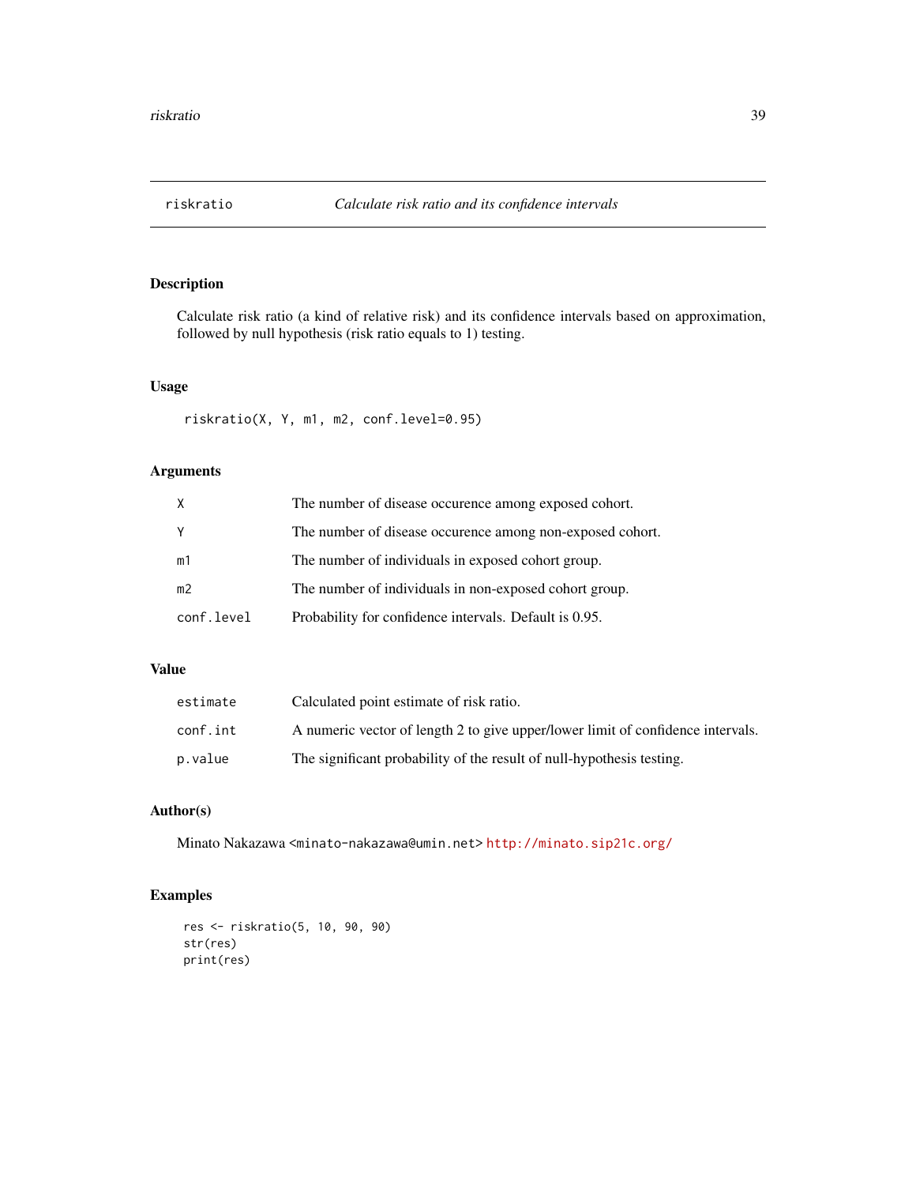# riskratio — *Calculate risk ratio and its confidence intervals*

## Description

Calculate risk ratio (a kind of relative risk) and its confidence intervals based on approximation, followed by null hypothesis (risk ratio equals to 1) testing.

## Usage

```
riskratio(X, Y, m1, m2, conf.level=0.95)
```

## Arguments

| | |
|---|---|
| `X` | The number of disease occurence among exposed cohort. |
| `Y` | The number of disease occurence among non-exposed cohort. |
| `m1` | The number of individuals in exposed cohort group. |
| `m2` | The number of individuals in non-exposed cohort group. |
| `conf.level` | Probability for confidence intervals. Default is 0.95. |

## Value

| | |
|---|---|
| `estimate` | Calculated point estimate of risk ratio. |
| `conf.int` | A numeric vector of length 2 to give upper/lower limit of confidence intervals. |
| `p.value` | The significant probability of the result of null-hypothesis testing. |

## Author(s)

Minato Nakazawa <minato-nakazawa@umin.net> http://minato.sip21c.org/

## Examples

```
res <- riskratio(5, 10, 90, 90)
str(res)
print(res)
```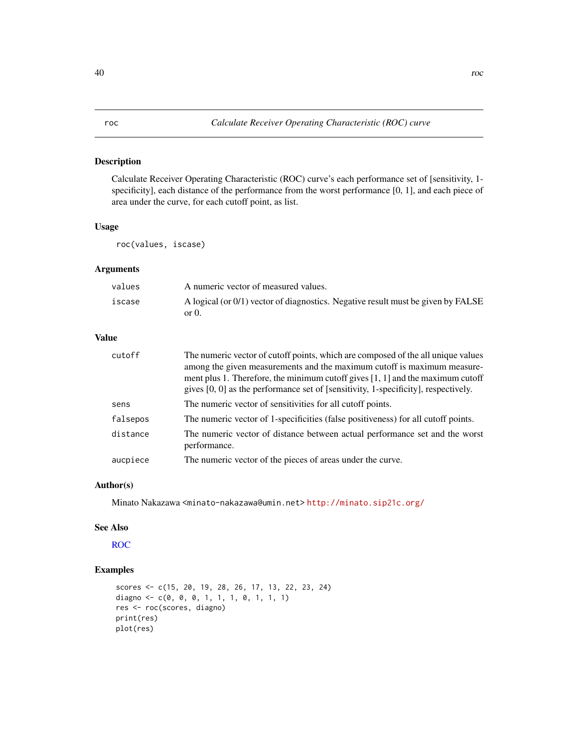# roc — *Calculate Receiver Operating Characteristic (ROC) curve*

## Description

Calculate Receiver Operating Characteristic (ROC) curve's each performance set of [sensitivity, 1-specificity], each distance of the performance from the worst performance [0, 1], and each piece of area under the curve, for each cutoff point, as list.

## Usage

```
roc(values, iscase)
```

## Arguments

| | |
|---|---|
| `values` | A numeric vector of measured values. |
| `iscase` | A logical (or 0/1) vector of diagnostics. Negative result must be given by FALSE or 0. |

## Value

| | |
|---|---|
| `cutoff` | The numeric vector of cutoff points, which are composed of the all unique values among the given measurements and the maximum cutoff is maximum measurement plus 1. Therefore, the minimum cutoff gives [1, 1] and the maximum cutoff gives [0, 0] as the performance set of [sensitivity, 1-specificity], respectively. |
| `sens` | The numeric vector of sensitivities for all cutoff points. |
| `falsepos` | The numeric vector of 1-specificities (false positiveness) for all cutoff points. |
| `distance` | The numeric vector of distance between actual performance set and the worst performance. |
| `aucpiece` | The numeric vector of the pieces of areas under the curve. |

## Author(s)

Minato Nakazawa <minato-nakazawa@umin.net> http://minato.sip21c.org/

## See Also

ROC

## Examples

```
scores <- c(15, 20, 19, 28, 26, 17, 13, 22, 23, 24)
diagno <- c(0, 0, 0, 1, 1, 1, 0, 1, 1, 1)
res <- roc(scores, diagno)
print(res)
plot(res)
```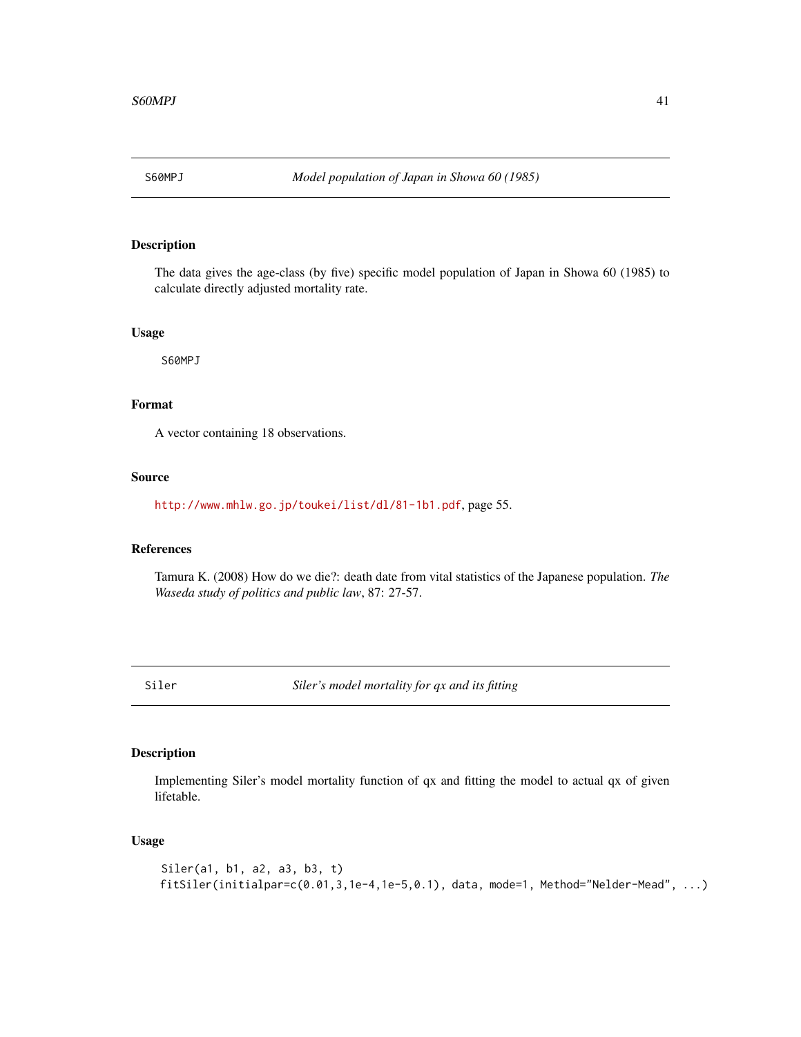## S60MPJ — *Model population of Japan in Showa 60 (1985)*

### Description

The data gives the age-class (by five) specific model population of Japan in Showa 60 (1985) to calculate directly adjusted mortality rate.

### Usage

```
S60MPJ
```

### Format

A vector containing 18 observations.

### Source

http://www.mhlw.go.jp/toukei/list/dl/81-1b1.pdf, page 55.

### References

Tamura K. (2008) How do we die?: death date from vital statistics of the Japanese population. *The Waseda study of politics and public law*, 87: 27-57.

## Siler — *Siler's model mortality for qx and its fitting*

### Description

Implementing Siler's model mortality function of qx and fitting the model to actual qx of given lifetable.

### Usage

```
Siler(a1, b1, a2, a3, b3, t)
fitSiler(initialpar=c(0.01,3,1e-4,1e-5,0.1), data, mode=1, Method="Nelder-Mead", ...)
```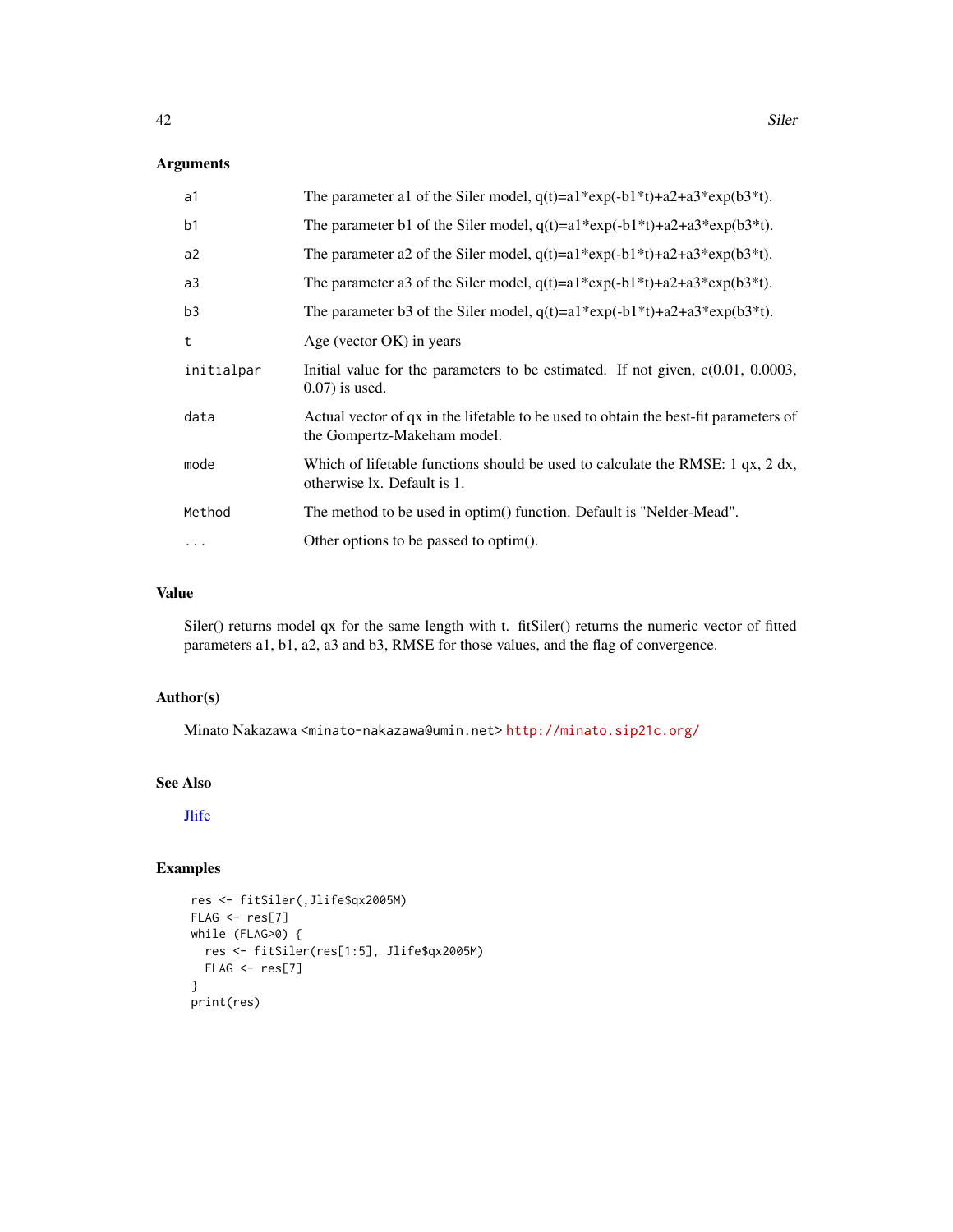### Arguments

| | |
|---|---|
| a1 | The parameter a1 of the Siler model, q(t)=a1*exp(-b1*t)+a2+a3*exp(b3*t). |
| b1 | The parameter b1 of the Siler model, q(t)=a1*exp(-b1*t)+a2+a3*exp(b3*t). |
| a2 | The parameter a2 of the Siler model, q(t)=a1*exp(-b1*t)+a2+a3*exp(b3*t). |
| a3 | The parameter a3 of the Siler model, q(t)=a1*exp(-b1*t)+a2+a3*exp(b3*t). |
| b3 | The parameter b3 of the Siler model, q(t)=a1*exp(-b1*t)+a2+a3*exp(b3*t). |
| t | Age (vector OK) in years |
| initialpar | Initial value for the parameters to be estimated. If not given, c(0.01, 0.0003, 0.07) is used. |
| data | Actual vector of qx in the lifetable to be used to obtain the best-fit parameters of the Gompertz-Makeham model. |
| mode | Which of lifetable functions should be used to calculate the RMSE: 1 qx, 2 dx, otherwise lx. Default is 1. |
| Method | The method to be used in optim() function. Default is "Nelder-Mead". |
| ... | Other options to be passed to optim(). |

### Value

Siler() returns model qx for the same length with t. fitSiler() returns the numeric vector of fitted parameters a1, b1, a2, a3 and b3, RMSE for those values, and the flag of convergence.

### Author(s)

Minato Nakazawa <minato-nakazawa@umin.net> http://minato.sip21c.org/

### See Also

Jlife

### Examples

```
res <- fitSiler(,Jlife$qx2005M)
FLAG <- res[7]
while (FLAG>0) {
  res <- fitSiler(res[1:5], Jlife$qx2005M)
  FLAG <- res[7]
}
print(res)
```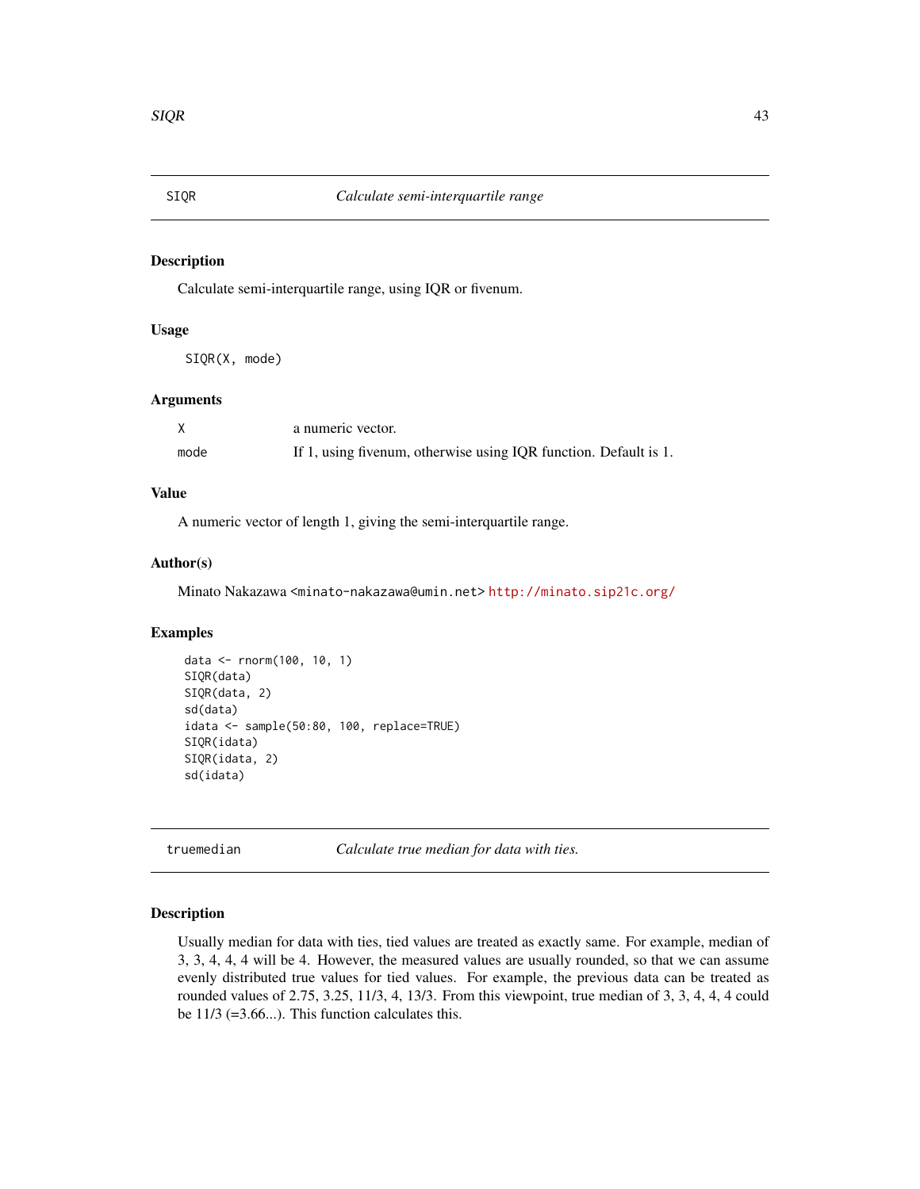## SIQR — *Calculate semi-interquartile range*

### Description

Calculate semi-interquartile range, using IQR or fivenum.

### Usage

```
SIQR(X, mode)
```

### Arguments

| | |
|---|---|
| X | a numeric vector. |
| mode | If 1, using fivenum, otherwise using IQR function. Default is 1. |

### Value

A numeric vector of length 1, giving the semi-interquartile range.

### Author(s)

Minato Nakazawa <minato-nakazawa@umin.net> http://minato.sip21c.org/

### Examples

```
data <- rnorm(100, 10, 1)
SIQR(data)
SIQR(data, 2)
sd(data)
idata <- sample(50:80, 100, replace=TRUE)
SIQR(idata)
SIQR(idata, 2)
sd(idata)
```

## truemedian — *Calculate true median for data with ties.*

### Description

Usually median for data with ties, tied values are treated as exactly same. For example, median of 3, 3, 4, 4, 4 will be 4. However, the measured values are usually rounded, so that we can assume evenly distributed true values for tied values. For example, the previous data can be treated as rounded values of 2.75, 3.25, 11/3, 4, 13/3. From this viewpoint, true median of 3, 3, 4, 4, 4 could be 11/3 (=3.66...). This function calculates this.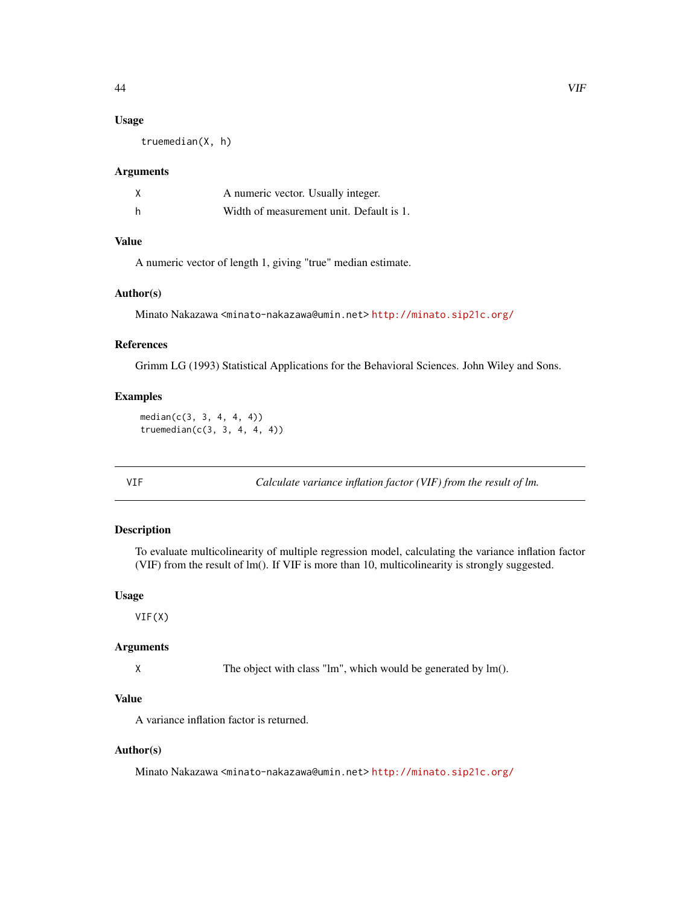### Usage

```
truemedian(X, h)
```

### Arguments

| | |
|---|---|
| X | A numeric vector. Usually integer. |
| h | Width of measurement unit. Default is 1. |

### Value

A numeric vector of length 1, giving "true" median estimate.

### Author(s)

Minato Nakazawa <minato-nakazawa@umin.net> http://minato.sip21c.org/

### References

Grimm LG (1993) Statistical Applications for the Behavioral Sciences. John Wiley and Sons.

### Examples

```
median(c(3, 3, 4, 4, 4))
truemedian(c(3, 3, 4, 4, 4))
```

---

## VIF — *Calculate variance inflation factor (VIF) from the result of lm.*

---

### Description

To evaluate multicolinearity of multiple regression model, calculating the variance inflation factor (VIF) from the result of lm(). If VIF is more than 10, multicolinearity is strongly suggested.

### Usage

```
VIF(X)
```

### Arguments

| | |
|---|---|
| X | The object with class "lm", which would be generated by lm(). |

### Value

A variance inflation factor is returned.

### Author(s)

Minato Nakazawa <minato-nakazawa@umin.net> http://minato.sip21c.org/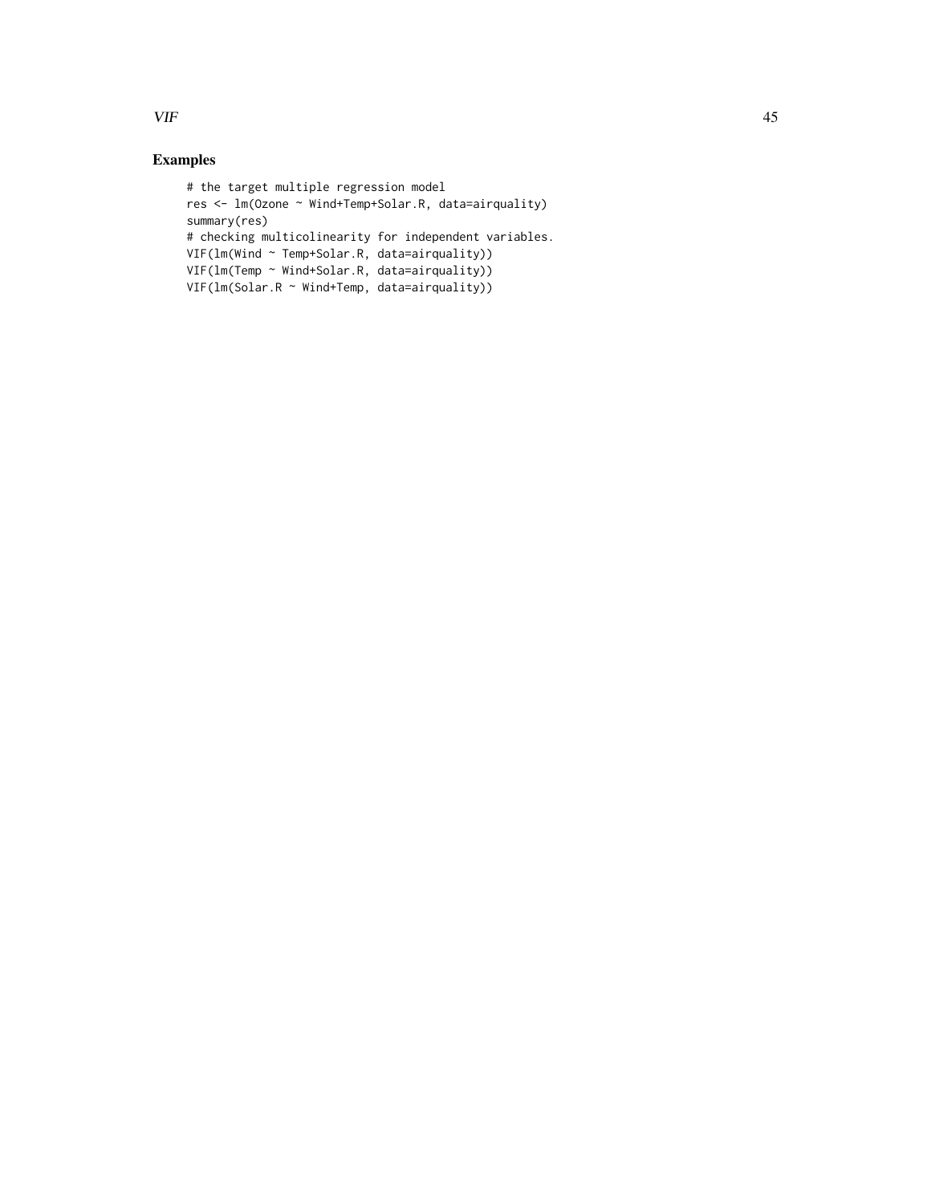## Examples

```
# the target multiple regression model
res <- lm(Ozone ~ Wind+Temp+Solar.R, data=airquality)
summary(res)
# checking multicolinearity for independent variables.
VIF(lm(Wind ~ Temp+Solar.R, data=airquality))
VIF(lm(Temp ~ Wind+Solar.R, data=airquality))
VIF(lm(Solar.R ~ Wind+Temp, data=airquality))
```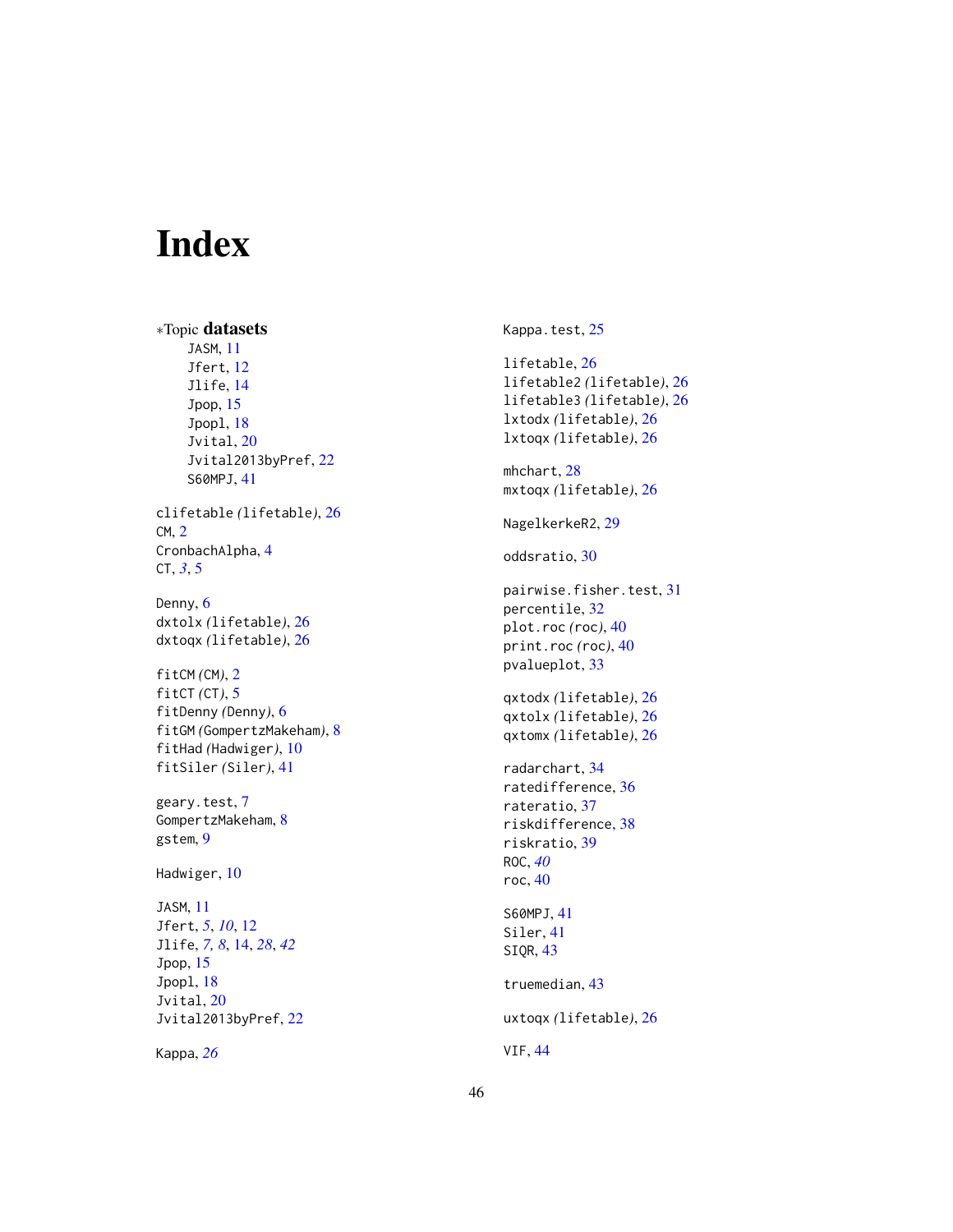# Index

∗Topic **datasets**

JASM, 11
Jfert, 12
Jlife, 14
Jpop, 15
Jpopl, 18
Jvital, 20
Jvital2013byPref, 22
S60MPJ, 41

clifetable *(*lifetable*)*, 26
CM, 2
CronbachAlpha, 4
CT, *3*, 5

Denny, 6
dxtolx *(*lifetable*)*, 26
dxtoqx *(*lifetable*)*, 26

fitCM *(*CM*)*, 2
fitCT *(*CT*)*, 5
fitDenny *(*Denny*)*, 6
fitGM *(*GompertzMakeham*)*, 8
fitHad *(*Hadwiger*)*, 10
fitSiler *(*Siler*)*, 41

geary.test, 7
GompertzMakeham, 8
gstem, 9

Hadwiger, 10

JASM, 11
Jfert, *5*, *10*, 12
Jlife, *7*, *8*, 14, *28*, *42*
Jpop, 15
Jpopl, 18
Jvital, 20
Jvital2013byPref, 22

Kappa, *26*

Kappa.test, 25

lifetable, 26
lifetable2 *(*lifetable*)*, 26
lifetable3 *(*lifetable*)*, 26
lxtodx *(*lifetable*)*, 26
lxtoqx *(*lifetable*)*, 26

mhchart, 28
mxtoqx *(*lifetable*)*, 26

NagelkerkeR2, 29

oddsratio, 30

pairwise.fisher.test, 31
percentile, 32
plot.roc *(*roc*)*, 40
print.roc *(*roc*)*, 40
pvalueplot, 33

qxtodx *(*lifetable*)*, 26
qxtolx *(*lifetable*)*, 26
qxtomx *(*lifetable*)*, 26

radarchart, 34
ratedifference, 36
rateratio, 37
riskdifference, 38
riskratio, 39
ROC, *40*
roc, 40

S60MPJ, 41
Siler, 41
SIQR, 43

truemedian, 43

uxtoqx *(*lifetable*)*, 26

VIF, 44